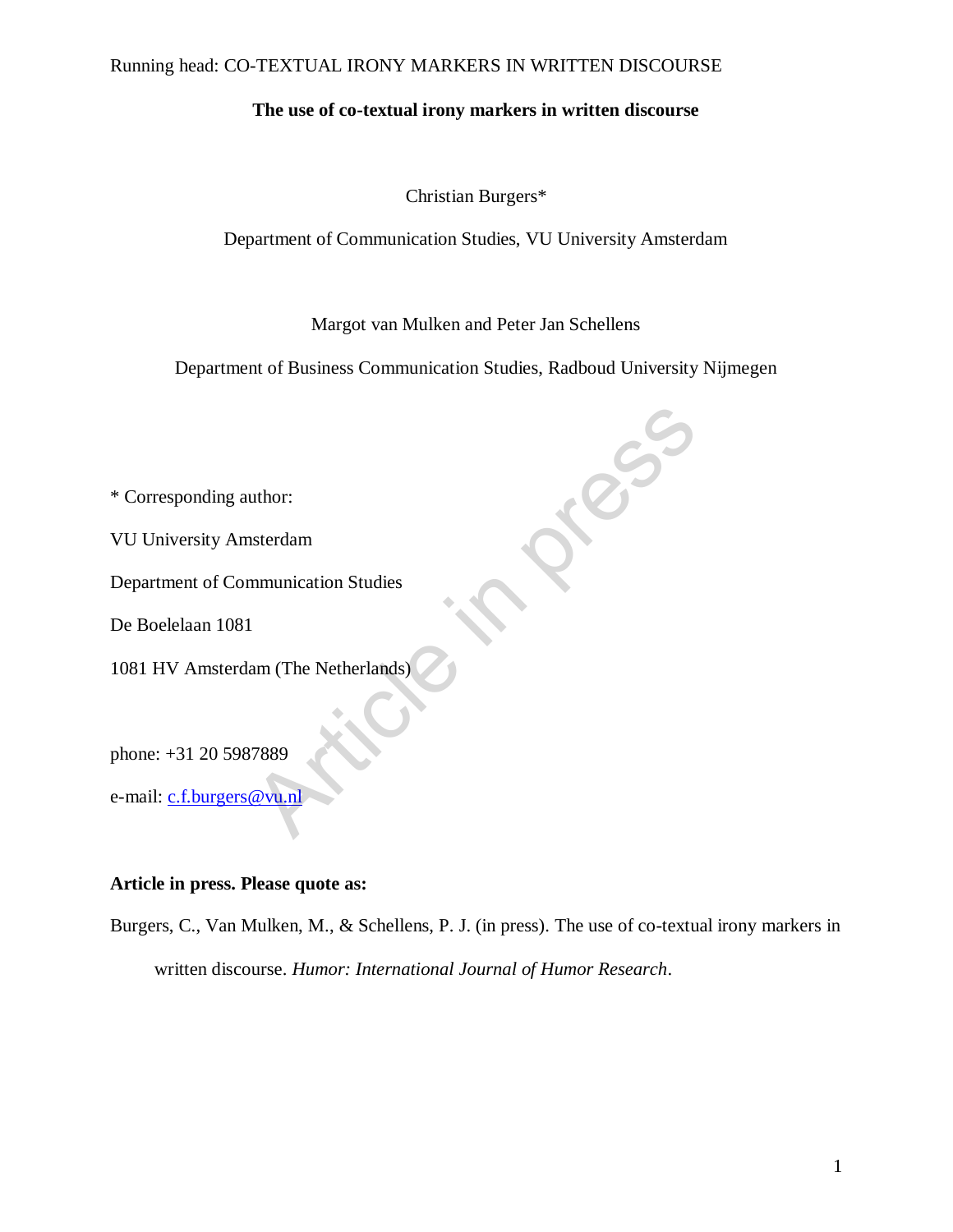**The use of co-textual irony markers in written discourse**

Christian Burgers*

Department of Communication Studies, VU University Amsterdam

Margot van Mulken and Peter Jan Schellens

Department of Business Communication Studies, Radboud University Nijmegen

* Corresponding author:

VU University Amsterdam

Department of Communication Studies

De Boelelaan 1081

1081 HV Amsterdam (The Netherlands)

phone: +31 20 5987889

e-mail: c.f.burgers@vu.nl

**Article in press. Please quote as:**

Burgers, C., Van Mulken, M., & Schellens, P. J. (in press). The use of co-textual irony markers in written discourse. *Humor: International Journal of Humor Research*.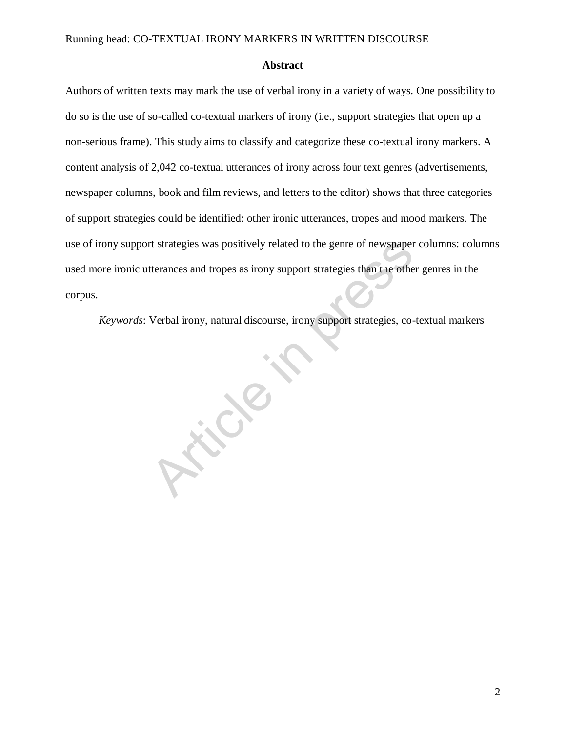## Abstract

Authors of written texts may mark the use of verbal irony in a variety of ways. One possibility to do so is the use of so-called co-textual markers of irony (i.e., support strategies that open up a non-serious frame). This study aims to classify and categorize these co-textual irony markers. A content analysis of 2,042 co-textual utterances of irony across four text genres (advertisements, newspaper columns, book and film reviews, and letters to the editor) shows that three categories of support strategies could be identified: other ironic utterances, tropes and mood markers. The use of irony support strategies was positively related to the genre of newspaper columns: columns used more ironic utterances and tropes as irony support strategies than the other genres in the corpus.

*Keywords*: Verbal irony, natural discourse, irony support strategies, co-textual markers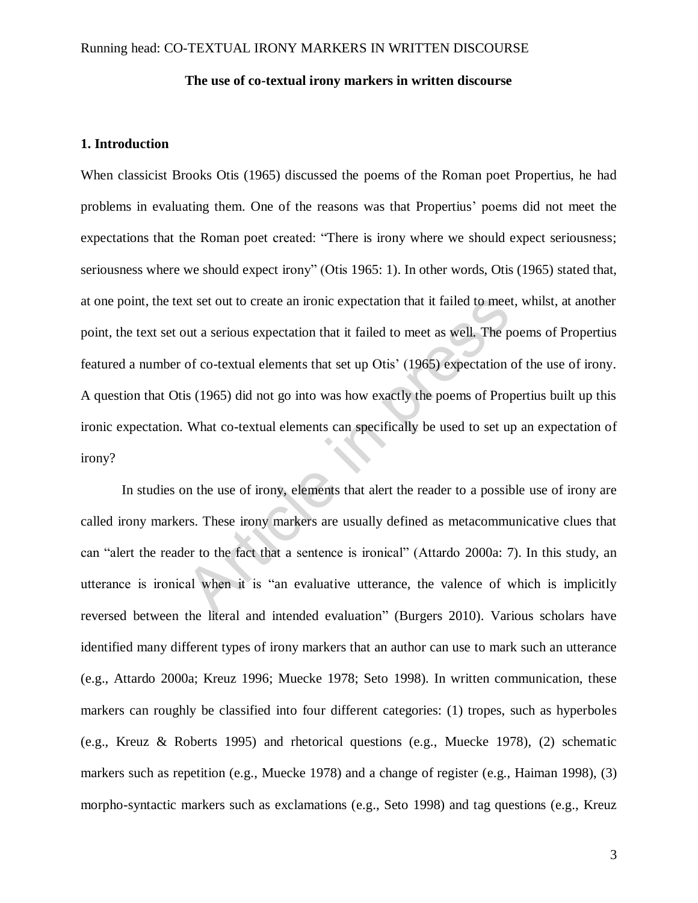**The use of co-textual irony markers in written discourse**

## 1. Introduction

When classicist Brooks Otis (1965) discussed the poems of the Roman poet Propertius, he had problems in evaluating them. One of the reasons was that Propertius' poems did not meet the expectations that the Roman poet created: "There is irony where we should expect seriousness; seriousness where we should expect irony" (Otis 1965: 1). In other words, Otis (1965) stated that, at one point, the text set out to create an ironic expectation that it failed to meet, whilst, at another point, the text set out a serious expectation that it failed to meet as well. The poems of Propertius featured a number of co-textual elements that set up Otis' (1965) expectation of the use of irony. A question that Otis (1965) did not go into was how exactly the poems of Propertius built up this ironic expectation. What co-textual elements can specifically be used to set up an expectation of irony?

In studies on the use of irony, elements that alert the reader to a possible use of irony are called irony markers. These irony markers are usually defined as metacommunicative clues that can "alert the reader to the fact that a sentence is ironical" (Attardo 2000a: 7). In this study, an utterance is ironical when it is "an evaluative utterance, the valence of which is implicitly reversed between the literal and intended evaluation" (Burgers 2010). Various scholars have identified many different types of irony markers that an author can use to mark such an utterance (e.g., Attardo 2000a; Kreuz 1996; Muecke 1978; Seto 1998). In written communication, these markers can roughly be classified into four different categories: (1) tropes, such as hyperboles (e.g., Kreuz & Roberts 1995) and rhetorical questions (e.g., Muecke 1978), (2) schematic markers such as repetition (e.g., Muecke 1978) and a change of register (e.g., Haiman 1998), (3) morpho-syntactic markers such as exclamations (e.g., Seto 1998) and tag questions (e.g., Kreuz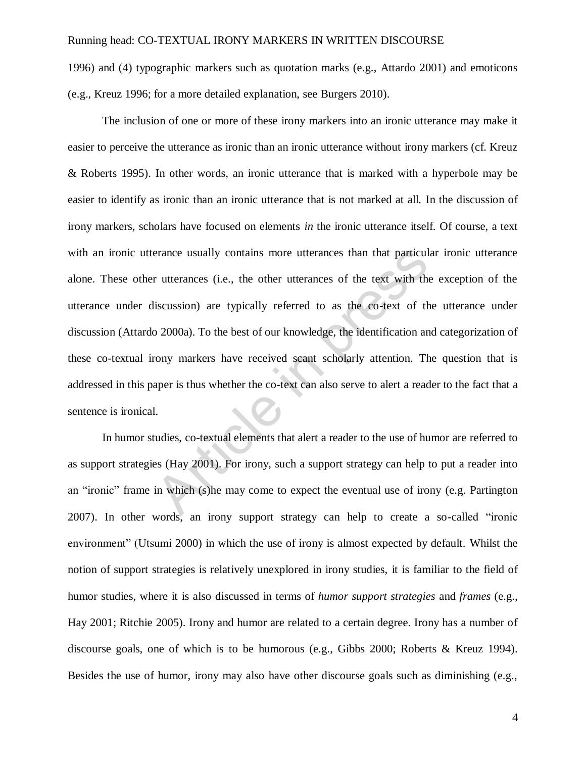1996) and (4) typographic markers such as quotation marks (e.g., Attardo 2001) and emoticons (e.g., Kreuz 1996; for a more detailed explanation, see Burgers 2010).

The inclusion of one or more of these irony markers into an ironic utterance may make it easier to perceive the utterance as ironic than an ironic utterance without irony markers (cf. Kreuz & Roberts 1995). In other words, an ironic utterance that is marked with a hyperbole may be easier to identify as ironic than an ironic utterance that is not marked at all. In the discussion of irony markers, scholars have focused on elements *in* the ironic utterance itself. Of course, a text with an ironic utterance usually contains more utterances than that particular ironic utterance alone. These other utterances (i.e., the other utterances of the text with the exception of the utterance under discussion) are typically referred to as the co-text of the utterance under discussion (Attardo 2000a). To the best of our knowledge, the identification and categorization of these co-textual irony markers have received scant scholarly attention. The question that is addressed in this paper is thus whether the co-text can also serve to alert a reader to the fact that a sentence is ironical.

In humor studies, co-textual elements that alert a reader to the use of humor are referred to as support strategies (Hay 2001). For irony, such a support strategy can help to put a reader into an "ironic" frame in which (s)he may come to expect the eventual use of irony (e.g. Partington 2007). In other words, an irony support strategy can help to create a so-called "ironic environment" (Utsumi 2000) in which the use of irony is almost expected by default. Whilst the notion of support strategies is relatively unexplored in irony studies, it is familiar to the field of humor studies, where it is also discussed in terms of *humor support strategies* and *frames* (e.g., Hay 2001; Ritchie 2005). Irony and humor are related to a certain degree. Irony has a number of discourse goals, one of which is to be humorous (e.g., Gibbs 2000; Roberts & Kreuz 1994). Besides the use of humor, irony may also have other discourse goals such as diminishing (e.g.,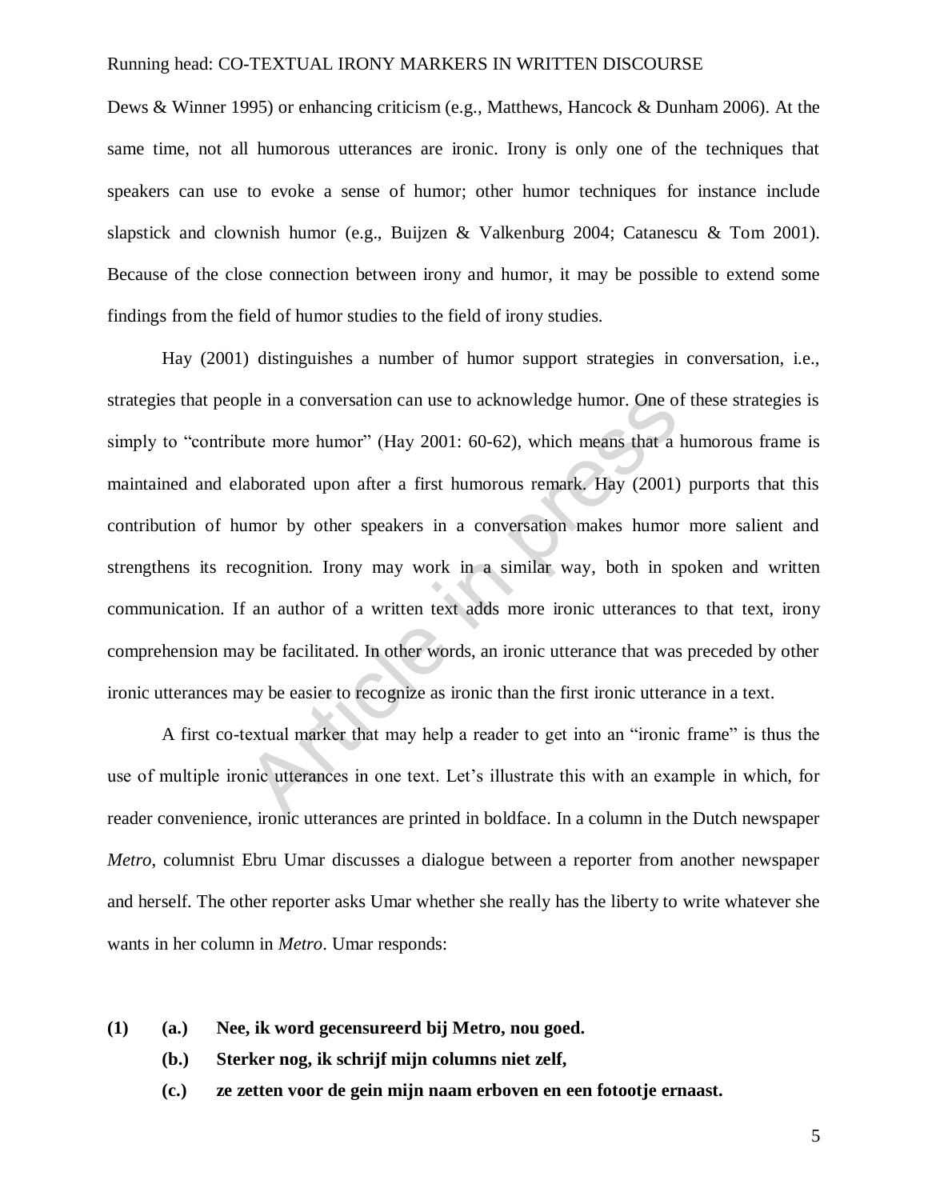Dews & Winner 1995) or enhancing criticism (e.g., Matthews, Hancock & Dunham 2006). At the same time, not all humorous utterances are ironic. Irony is only one of the techniques that speakers can use to evoke a sense of humor; other humor techniques for instance include slapstick and clownish humor (e.g., Buijzen & Valkenburg 2004; Catanescu & Tom 2001). Because of the close connection between irony and humor, it may be possible to extend some findings from the field of humor studies to the field of irony studies.

Hay (2001) distinguishes a number of humor support strategies in conversation, i.e., strategies that people in a conversation can use to acknowledge humor. One of these strategies is simply to "contribute more humor" (Hay 2001: 60-62), which means that a humorous frame is maintained and elaborated upon after a first humorous remark. Hay (2001) purports that this contribution of humor by other speakers in a conversation makes humor more salient and strengthens its recognition. Irony may work in a similar way, both in spoken and written communication. If an author of a written text adds more ironic utterances to that text, irony comprehension may be facilitated. In other words, an ironic utterance that was preceded by other ironic utterances may be easier to recognize as ironic than the first ironic utterance in a text.

A first co-textual marker that may help a reader to get into an "ironic frame" is thus the use of multiple ironic utterances in one text. Let's illustrate this with an example in which, for reader convenience, ironic utterances are printed in boldface. In a column in the Dutch newspaper *Metro*, columnist Ebru Umar discusses a dialogue between a reporter from another newspaper and herself. The other reporter asks Umar whether she really has the liberty to write whatever she wants in her column in *Metro*. Umar responds:

**(1)** **(a.)** **Nee, ik word gecensureerd bij Metro, nou goed.**

**(b.)** **Sterker nog, ik schrijf mijn columns niet zelf,**

**(c.)** **ze zetten voor de gein mijn naam erboven en een fotootje ernaast.**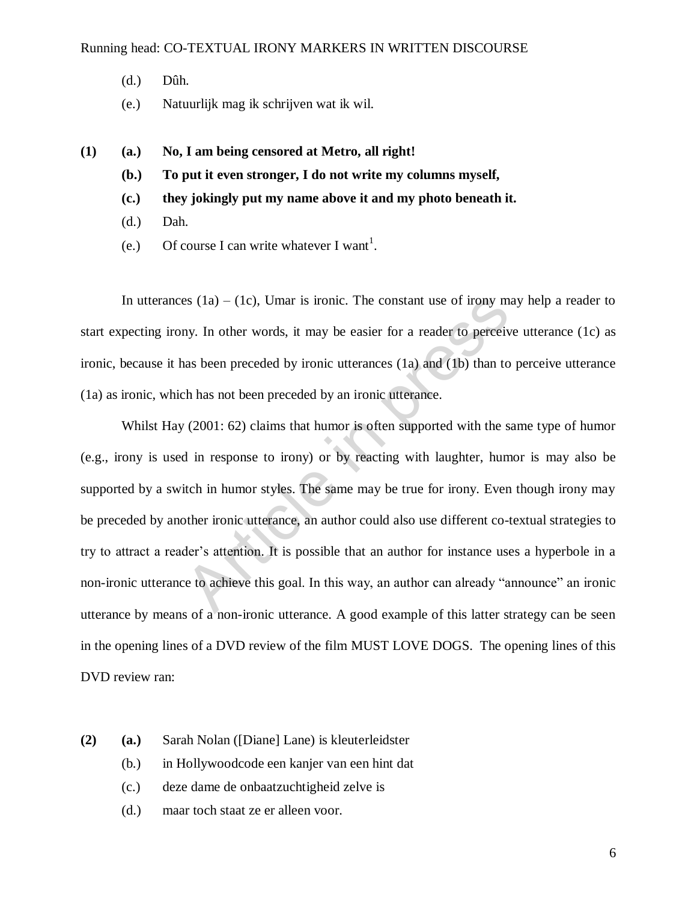(d.) Dûh.

(e.) Natuurlijk mag ik schrijven wat ik wil.

**(1)** **(a.)** **No, I am being censored at Metro, all right!**

**(b.)** **To put it even stronger, I do not write my columns myself,**

**(c.)** **they jokingly put my name above it and my photo beneath it.**

(d.) Dah.

(e.) Of course I can write whatever I want[1].

In utterances (1a) – (1c), Umar is ironic. The constant use of irony may help a reader to start expecting irony. In other words, it may be easier for a reader to perceive utterance (1c) as ironic, because it has been preceded by ironic utterances (1a) and (1b) than to perceive utterance (1a) as ironic, which has not been preceded by an ironic utterance.

Whilst Hay (2001: 62) claims that humor is often supported with the same type of humor (e.g., irony is used in response to irony) or by reacting with laughter, humor is may also be supported by a switch in humor styles. The same may be true for irony. Even though irony may be preceded by another ironic utterance, an author could also use different co-textual strategies to try to attract a reader's attention. It is possible that an author for instance uses a hyperbole in a non-ironic utterance to achieve this goal. In this way, an author can already "announce" an ironic utterance by means of a non-ironic utterance. A good example of this latter strategy can be seen in the opening lines of a DVD review of the film MUST LOVE DOGS. The opening lines of this DVD review ran:

**(2)** **(a.)** Sarah Nolan ([Diane] Lane) is kleuterleidster

(b.) in Hollywoodcode een kanjer van een hint dat

(c.) deze dame de onbaatzuchtigheid zelve is

(d.) maar toch staat ze er alleen voor.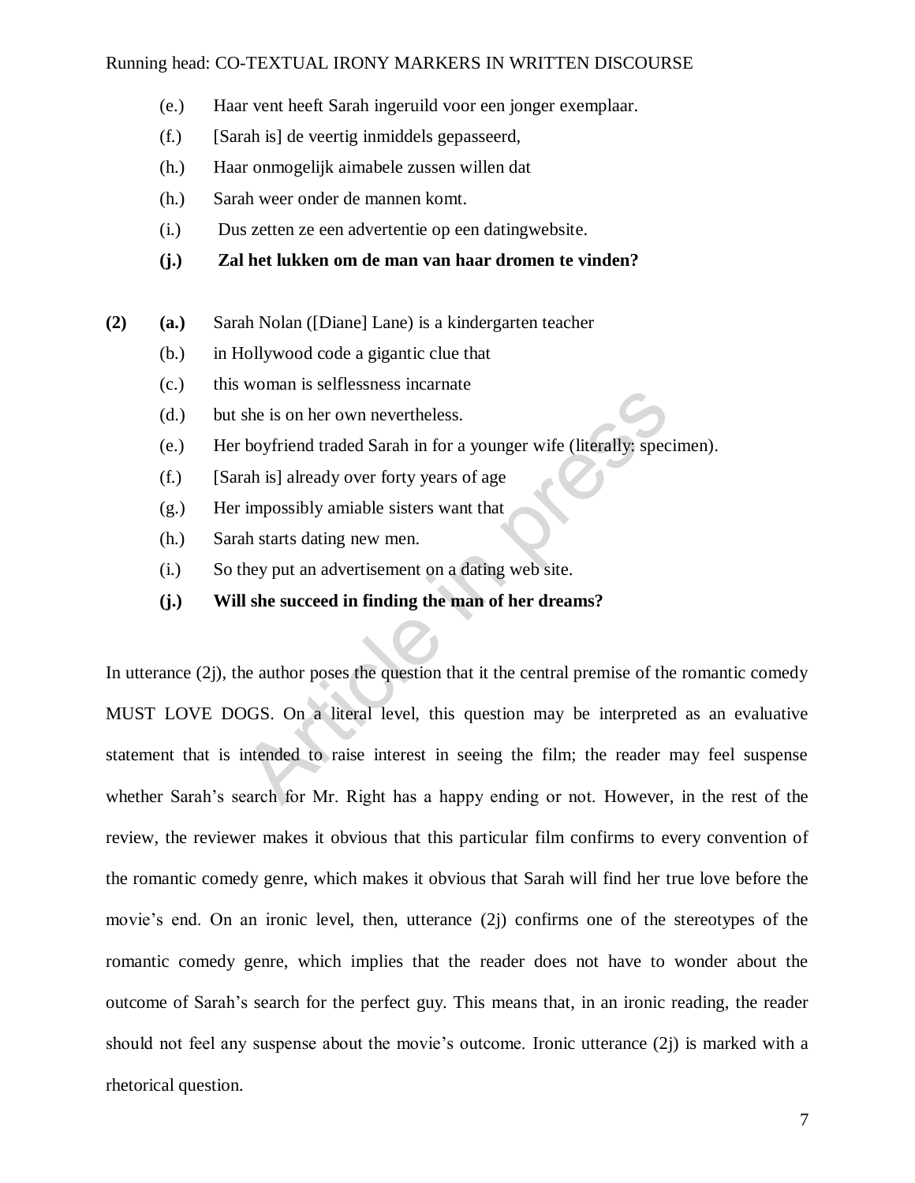(e.) Haar vent heeft Sarah ingeruild voor een jonger exemplaar.

(f.) [Sarah is] de veertig inmiddels gepasseerd,

(h.) Haar onmogelijk aimabele zussen willen dat

(h.) Sarah weer onder de mannen komt.

(i.) Dus zetten ze een advertentie op een datingwebsite.

**(j.) Zal het lukken om de man van haar dromen te vinden?**

**(2)** **(a.)** Sarah Nolan ([Diane] Lane) is a kindergarten teacher

(b.) in Hollywood code a gigantic clue that

(c.) this woman is selflessness incarnate

(d.) but she is on her own nevertheless.

(e.) Her boyfriend traded Sarah in for a younger wife (literally: specimen).

(f.) [Sarah is] already over forty years of age

(g.) Her impossibly amiable sisters want that

(h.) Sarah starts dating new men.

(i.) So they put an advertisement on a dating web site.

**(j.) Will she succeed in finding the man of her dreams?**

In utterance (2j), the author poses the question that it the central premise of the romantic comedy MUST LOVE DOGS. On a literal level, this question may be interpreted as an evaluative statement that is intended to raise interest in seeing the film; the reader may feel suspense whether Sarah's search for Mr. Right has a happy ending or not. However, in the rest of the review, the reviewer makes it obvious that this particular film confirms to every convention of the romantic comedy genre, which makes it obvious that Sarah will find her true love before the movie's end. On an ironic level, then, utterance (2j) confirms one of the stereotypes of the romantic comedy genre, which implies that the reader does not have to wonder about the outcome of Sarah's search for the perfect guy. This means that, in an ironic reading, the reader should not feel any suspense about the movie's outcome. Ironic utterance (2j) is marked with a rhetorical question.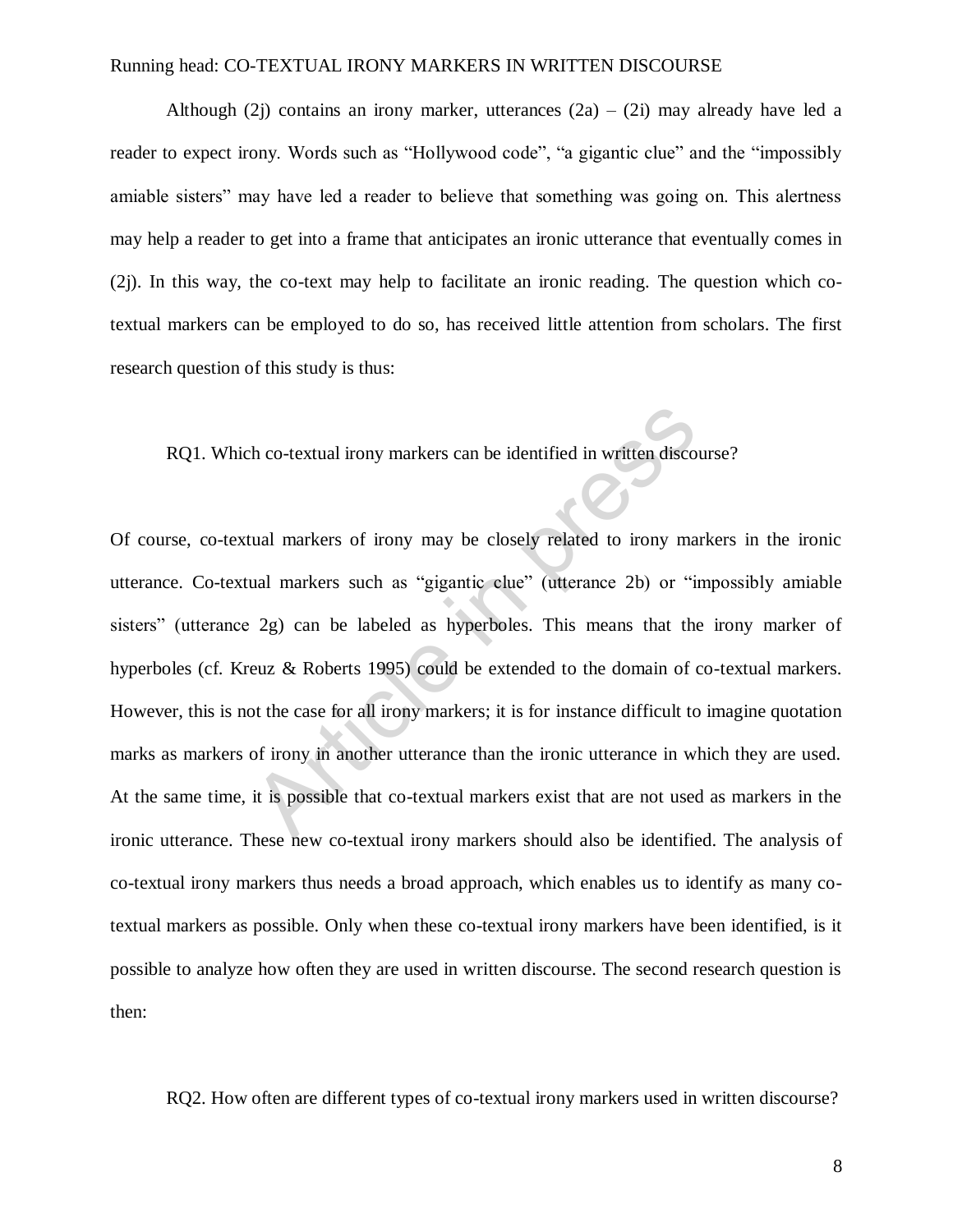Although (2j) contains an irony marker, utterances (2a) – (2i) may already have led a reader to expect irony. Words such as "Hollywood code", "a gigantic clue" and the "impossibly amiable sisters" may have led a reader to believe that something was going on. This alertness may help a reader to get into a frame that anticipates an ironic utterance that eventually comes in (2j). In this way, the co-text may help to facilitate an ironic reading. The question which co-textual markers can be employed to do so, has received little attention from scholars. The first research question of this study is thus:

RQ1. Which co-textual irony markers can be identified in written discourse?

Of course, co-textual markers of irony may be closely related to irony markers in the ironic utterance. Co-textual markers such as "gigantic clue" (utterance 2b) or "impossibly amiable sisters" (utterance 2g) can be labeled as hyperboles. This means that the irony marker of hyperboles (cf. Kreuz & Roberts 1995) could be extended to the domain of co-textual markers. However, this is not the case for all irony markers; it is for instance difficult to imagine quotation marks as markers of irony in another utterance than the ironic utterance in which they are used. At the same time, it is possible that co-textual markers exist that are not used as markers in the ironic utterance. These new co-textual irony markers should also be identified. The analysis of co-textual irony markers thus needs a broad approach, which enables us to identify as many co-textual markers as possible. Only when these co-textual irony markers have been identified, is it possible to analyze how often they are used in written discourse. The second research question is then:

RQ2. How often are different types of co-textual irony markers used in written discourse?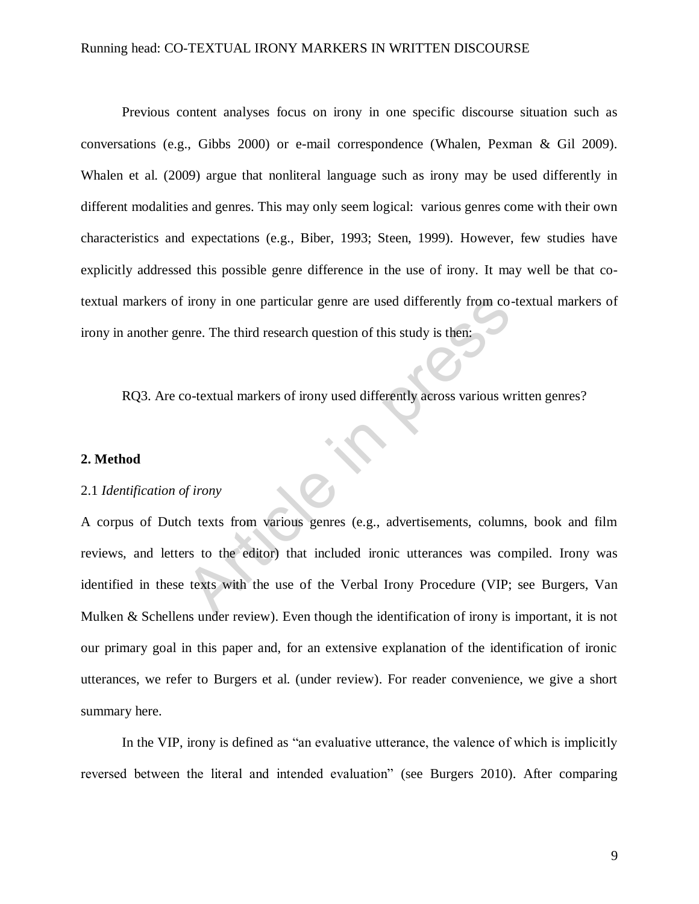Previous content analyses focus on irony in one specific discourse situation such as conversations (e.g., Gibbs 2000) or e-mail correspondence (Whalen, Pexman & Gil 2009). Whalen et al. (2009) argue that nonliteral language such as irony may be used differently in different modalities and genres. This may only seem logical: various genres come with their own characteristics and expectations (e.g., Biber, 1993; Steen, 1999). However, few studies have explicitly addressed this possible genre difference in the use of irony. It may well be that co-textual markers of irony in one particular genre are used differently from co-textual markers of irony in another genre. The third research question of this study is then:

RQ3. Are co-textual markers of irony used differently across various written genres?

## 2. Method

### 2.1 *Identification of irony*

A corpus of Dutch texts from various genres (e.g., advertisements, columns, book and film reviews, and letters to the editor) that included ironic utterances was compiled. Irony was identified in these texts with the use of the Verbal Irony Procedure (VIP; see Burgers, Van Mulken & Schellens under review). Even though the identification of irony is important, it is not our primary goal in this paper and, for an extensive explanation of the identification of ironic utterances, we refer to Burgers et al. (under review). For reader convenience, we give a short summary here.

In the VIP, irony is defined as "an evaluative utterance, the valence of which is implicitly reversed between the literal and intended evaluation" (see Burgers 2010). After comparing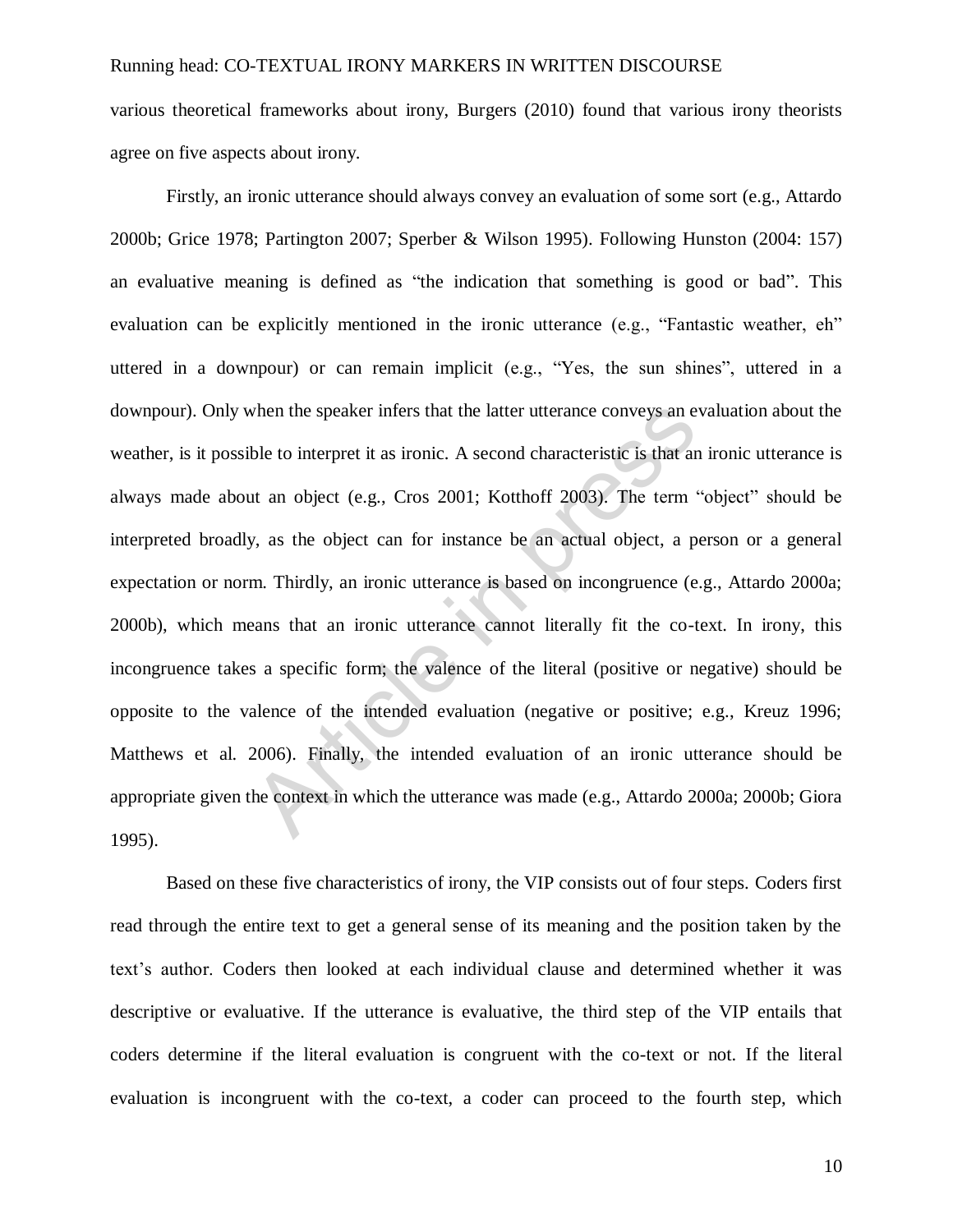various theoretical frameworks about irony, Burgers (2010) found that various irony theorists agree on five aspects about irony.

Firstly, an ironic utterance should always convey an evaluation of some sort (e.g., Attardo 2000b; Grice 1978; Partington 2007; Sperber & Wilson 1995). Following Hunston (2004: 157) an evaluative meaning is defined as "the indication that something is good or bad". This evaluation can be explicitly mentioned in the ironic utterance (e.g., "Fantastic weather, eh" uttered in a downpour) or can remain implicit (e.g., "Yes, the sun shines", uttered in a downpour). Only when the speaker infers that the latter utterance conveys an evaluation about the weather, is it possible to interpret it as ironic. A second characteristic is that an ironic utterance is always made about an object (e.g., Cros 2001; Kotthoff 2003). The term "object" should be interpreted broadly, as the object can for instance be an actual object, a person or a general expectation or norm. Thirdly, an ironic utterance is based on incongruence (e.g., Attardo 2000a; 2000b), which means that an ironic utterance cannot literally fit the co-text. In irony, this incongruence takes a specific form; the valence of the literal (positive or negative) should be opposite to the valence of the intended evaluation (negative or positive; e.g., Kreuz 1996; Matthews et al. 2006). Finally, the intended evaluation of an ironic utterance should be appropriate given the context in which the utterance was made (e.g., Attardo 2000a; 2000b; Giora 1995).

Based on these five characteristics of irony, the VIP consists out of four steps. Coders first read through the entire text to get a general sense of its meaning and the position taken by the text's author. Coders then looked at each individual clause and determined whether it was descriptive or evaluative. If the utterance is evaluative, the third step of the VIP entails that coders determine if the literal evaluation is congruent with the co-text or not. If the literal evaluation is incongruent with the co-text, a coder can proceed to the fourth step, which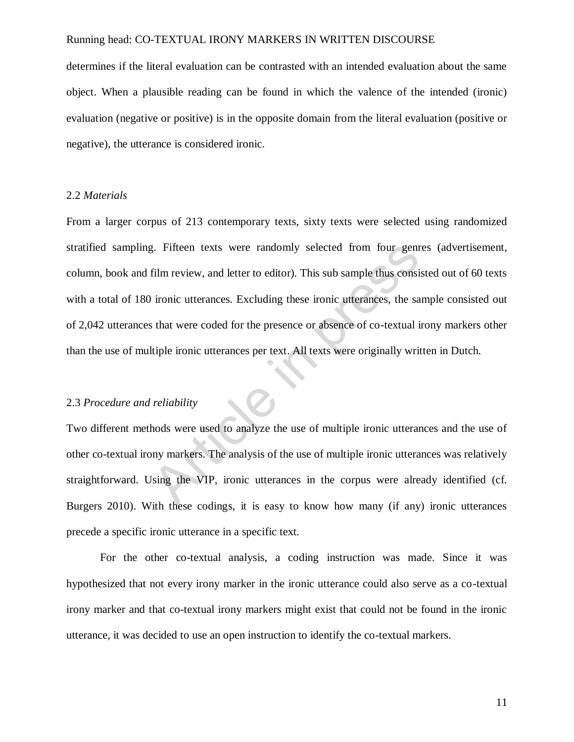determines if the literal evaluation can be contrasted with an intended evaluation about the same object. When a plausible reading can be found in which the valence of the intended (ironic) evaluation (negative or positive) is in the opposite domain from the literal evaluation (positive or negative), the utterance is considered ironic.

### 2.2 *Materials*

From a larger corpus of 213 contemporary texts, sixty texts were selected using randomized stratified sampling. Fifteen texts were randomly selected from four genres (advertisement, column, book and film review, and letter to editor). This sub sample thus consisted out of 60 texts with a total of 180 ironic utterances. Excluding these ironic utterances, the sample consisted out of 2,042 utterances that were coded for the presence or absence of co-textual irony markers other than the use of multiple ironic utterances per text. All texts were originally written in Dutch.

### 2.3 *Procedure and reliability*

Two different methods were used to analyze the use of multiple ironic utterances and the use of other co-textual irony markers. The analysis of the use of multiple ironic utterances was relatively straightforward. Using the VIP, ironic utterances in the corpus were already identified (cf. Burgers 2010). With these codings, it is easy to know how many (if any) ironic utterances precede a specific ironic utterance in a specific text.

For the other co-textual analysis, a coding instruction was made. Since it was hypothesized that not every irony marker in the ironic utterance could also serve as a co-textual irony marker and that co-textual irony markers might exist that could not be found in the ironic utterance, it was decided to use an open instruction to identify the co-textual markers.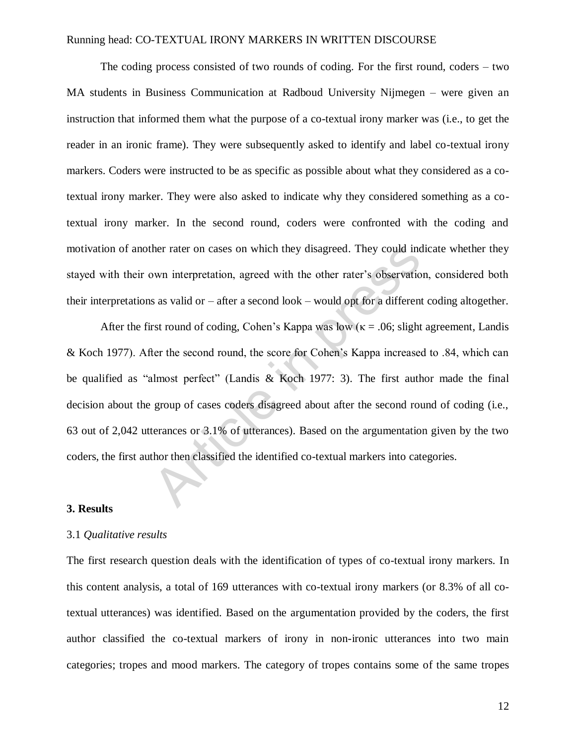The coding process consisted of two rounds of coding. For the first round, coders – two MA students in Business Communication at Radboud University Nijmegen – were given an instruction that informed them what the purpose of a co-textual irony marker was (i.e., to get the reader in an ironic frame). They were subsequently asked to identify and label co-textual irony markers. Coders were instructed to be as specific as possible about what they considered as a co-textual irony marker. They were also asked to indicate why they considered something as a co-textual irony marker. In the second round, coders were confronted with the coding and motivation of another rater on cases on which they disagreed. They could indicate whether they stayed with their own interpretation, agreed with the other rater's observation, considered both their interpretations as valid or – after a second look – would opt for a different coding altogether.

After the first round of coding, Cohen's Kappa was low ($\kappa = .06$; slight agreement, Landis & Koch 1977). After the second round, the score for Cohen's Kappa increased to .84, which can be qualified as "almost perfect" (Landis & Koch 1977: 3). The first author made the final decision about the group of cases coders disagreed about after the second round of coding (i.e., 63 out of 2,042 utterances or 3.1% of utterances). Based on the argumentation given by the two coders, the first author then classified the identified co-textual markers into categories.

## 3. Results

### 3.1 *Qualitative results*

The first research question deals with the identification of types of co-textual irony markers. In this content analysis, a total of 169 utterances with co-textual irony markers (or 8.3% of all co-textual utterances) was identified. Based on the argumentation provided by the coders, the first author classified the co-textual markers of irony in non-ironic utterances into two main categories; tropes and mood markers. The category of tropes contains some of the same tropes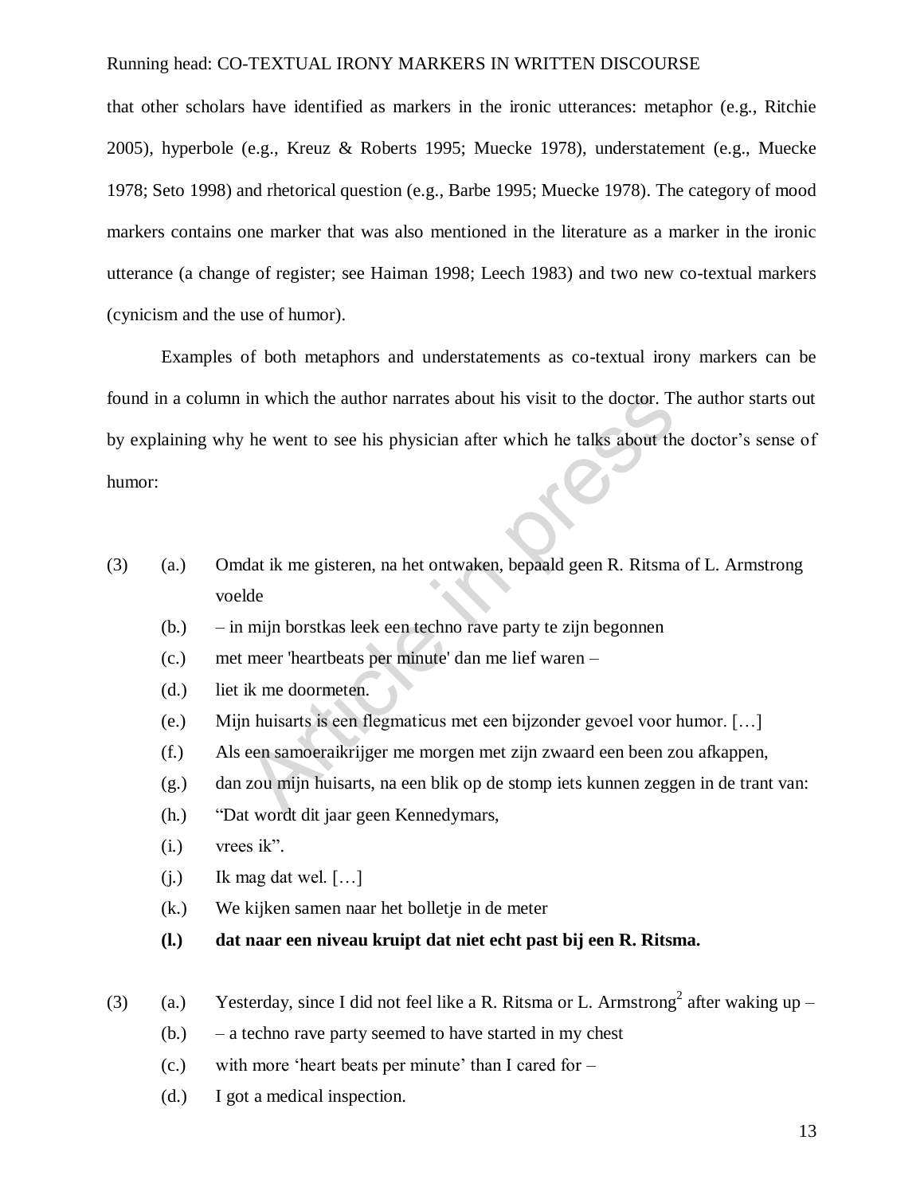that other scholars have identified as markers in the ironic utterances: metaphor (e.g., Ritchie 2005), hyperbole (e.g., Kreuz & Roberts 1995; Muecke 1978), understatement (e.g., Muecke 1978; Seto 1998) and rhetorical question (e.g., Barbe 1995; Muecke 1978). The category of mood markers contains one marker that was also mentioned in the literature as a marker in the ironic utterance (a change of register; see Haiman 1998; Leech 1983) and two new co-textual markers (cynicism and the use of humor).

Examples of both metaphors and understatements as co-textual irony markers can be found in a column in which the author narrates about his visit to the doctor. The author starts out by explaining why he went to see his physician after which he talks about the doctor's sense of humor:

(3) (a.) Omdat ik me gisteren, na het ontwaken, bepaald geen R. Ritsma of L. Armstrong voelde
(b.) – in mijn borstkas leek een techno rave party te zijn begonnen
(c.) met meer 'heartbeats per minute' dan me lief waren –
(d.) liet ik me doormeten.
(e.) Mijn huisarts is een flegmaticus met een bijzonder gevoel voor humor. […]
(f.) Als een samoeraikrijger me morgen met zijn zwaard een been zou afkappen,
(g.) dan zou mijn huisarts, na een blik op de stomp iets kunnen zeggen in de trant van:
(h.) "Dat wordt dit jaar geen Kennedymars,
(i.) vrees ik".
(j.) Ik mag dat wel. […]
(k.) We kijken samen naar het bolletje in de meter
**(l.) dat naar een niveau kruipt dat niet echt past bij een R. Ritsma.**

(3) (a.) Yesterday, since I did not feel like a R. Ritsma or L. Armstrong[2] after waking up –
(b.) – a techno rave party seemed to have started in my chest
(c.) with more 'heart beats per minute' than I cared for –
(d.) I got a medical inspection.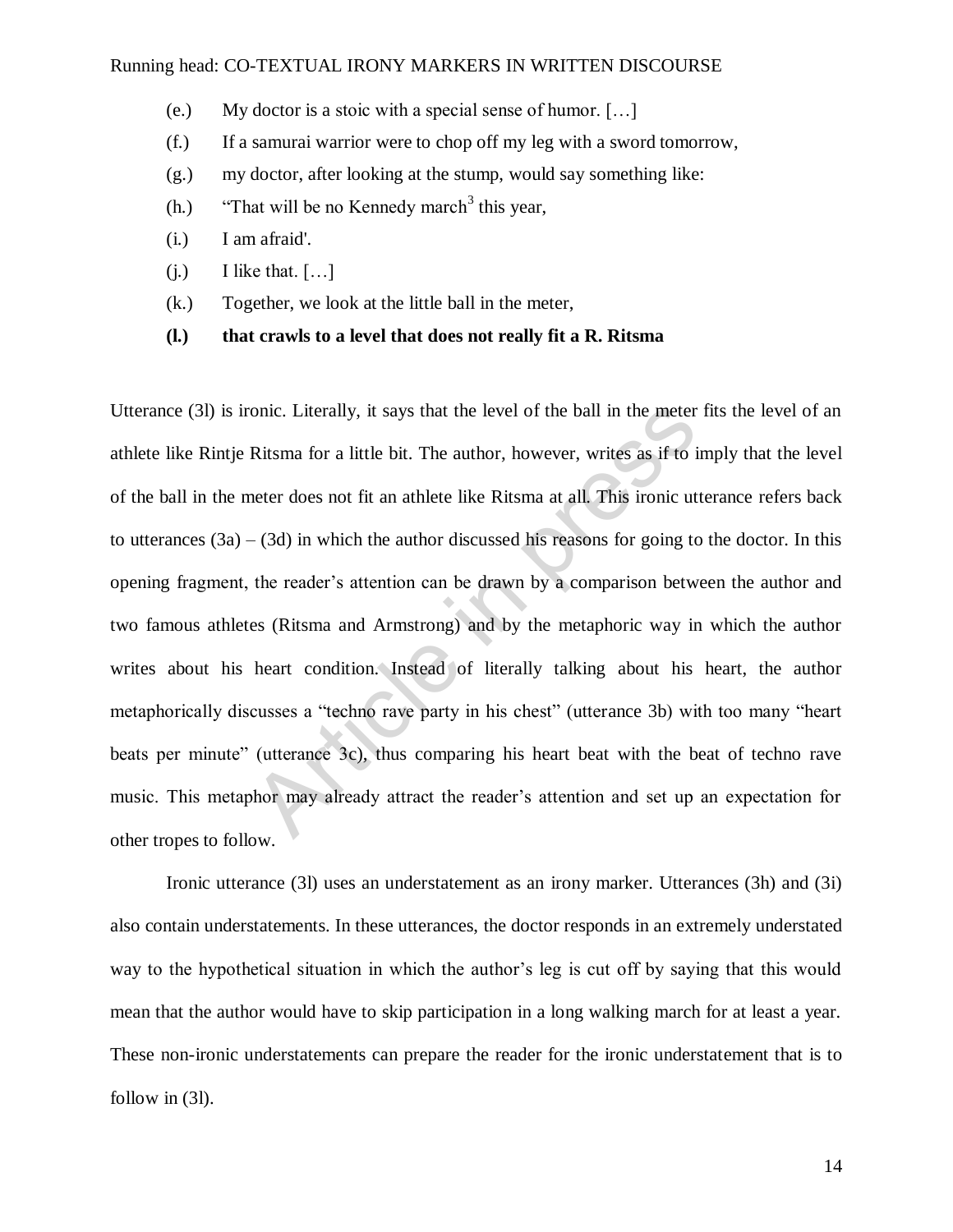(e.) My doctor is a stoic with a special sense of humor. […]

(f.) If a samurai warrior were to chop off my leg with a sword tomorrow,

(g.) my doctor, after looking at the stump, would say something like:

(h.) "That will be no Kennedy march[3] this year,

(i.) I am afraid'.

(j.) I like that. […]

(k.) Together, we look at the little ball in the meter,

**(l.) that crawls to a level that does not really fit a R. Ritsma**

Utterance (3l) is ironic. Literally, it says that the level of the ball in the meter fits the level of an athlete like Rintje Ritsma for a little bit. The author, however, writes as if to imply that the level of the ball in the meter does not fit an athlete like Ritsma at all. This ironic utterance refers back to utterances (3a) – (3d) in which the author discussed his reasons for going to the doctor. In this opening fragment, the reader's attention can be drawn by a comparison between the author and two famous athletes (Ritsma and Armstrong) and by the metaphoric way in which the author writes about his heart condition. Instead of literally talking about his heart, the author metaphorically discusses a "techno rave party in his chest" (utterance 3b) with too many "heart beats per minute" (utterance 3c), thus comparing his heart beat with the beat of techno rave music. This metaphor may already attract the reader's attention and set up an expectation for other tropes to follow.

Ironic utterance (3l) uses an understatement as an irony marker. Utterances (3h) and (3i) also contain understatements. In these utterances, the doctor responds in an extremely understated way to the hypothetical situation in which the author's leg is cut off by saying that this would mean that the author would have to skip participation in a long walking march for at least a year. These non-ironic understatements can prepare the reader for the ironic understatement that is to follow in (3l).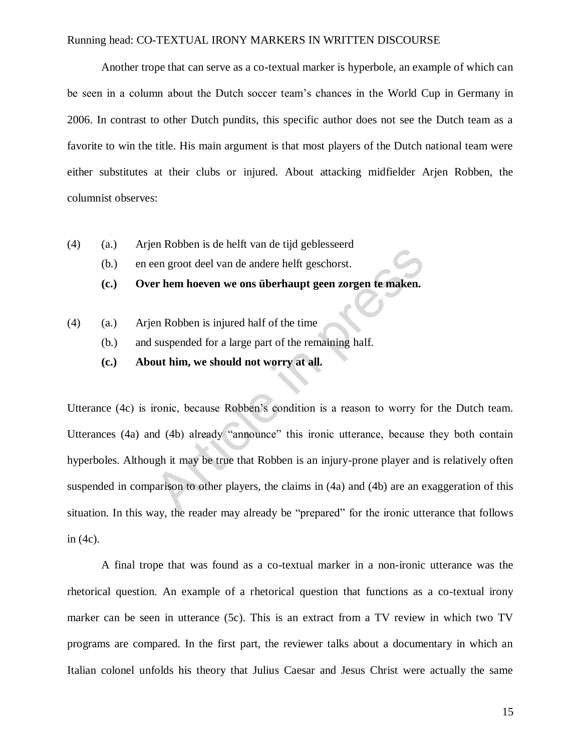Another trope that can serve as a co-textual marker is hyperbole, an example of which can be seen in a column about the Dutch soccer team's chances in the World Cup in Germany in 2006. In contrast to other Dutch pundits, this specific author does not see the Dutch team as a favorite to win the title. His main argument is that most players of the Dutch national team were either substitutes at their clubs or injured. About attacking midfielder Arjen Robben, the columnist observes:

(4) (a.) Arjen Robben is de helft van de tijd geblesseerd
(b.) en een groot deel van de andere helft geschorst.
**(c.) Over hem hoeven we ons überhaupt geen zorgen te maken.**

(4) (a.) Arjen Robben is injured half of the time
(b.) and suspended for a large part of the remaining half.
**(c.) About him, we should not worry at all.**

Utterance (4c) is ironic, because Robben's condition is a reason to worry for the Dutch team. Utterances (4a) and (4b) already "announce" this ironic utterance, because they both contain hyperboles. Although it may be true that Robben is an injury-prone player and is relatively often suspended in comparison to other players, the claims in (4a) and (4b) are an exaggeration of this situation. In this way, the reader may already be "prepared" for the ironic utterance that follows in (4c).

A final trope that was found as a co-textual marker in a non-ironic utterance was the rhetorical question. An example of a rhetorical question that functions as a co-textual irony marker can be seen in utterance (5c). This is an extract from a TV review in which two TV programs are compared. In the first part, the reviewer talks about a documentary in which an Italian colonel unfolds his theory that Julius Caesar and Jesus Christ were actually the same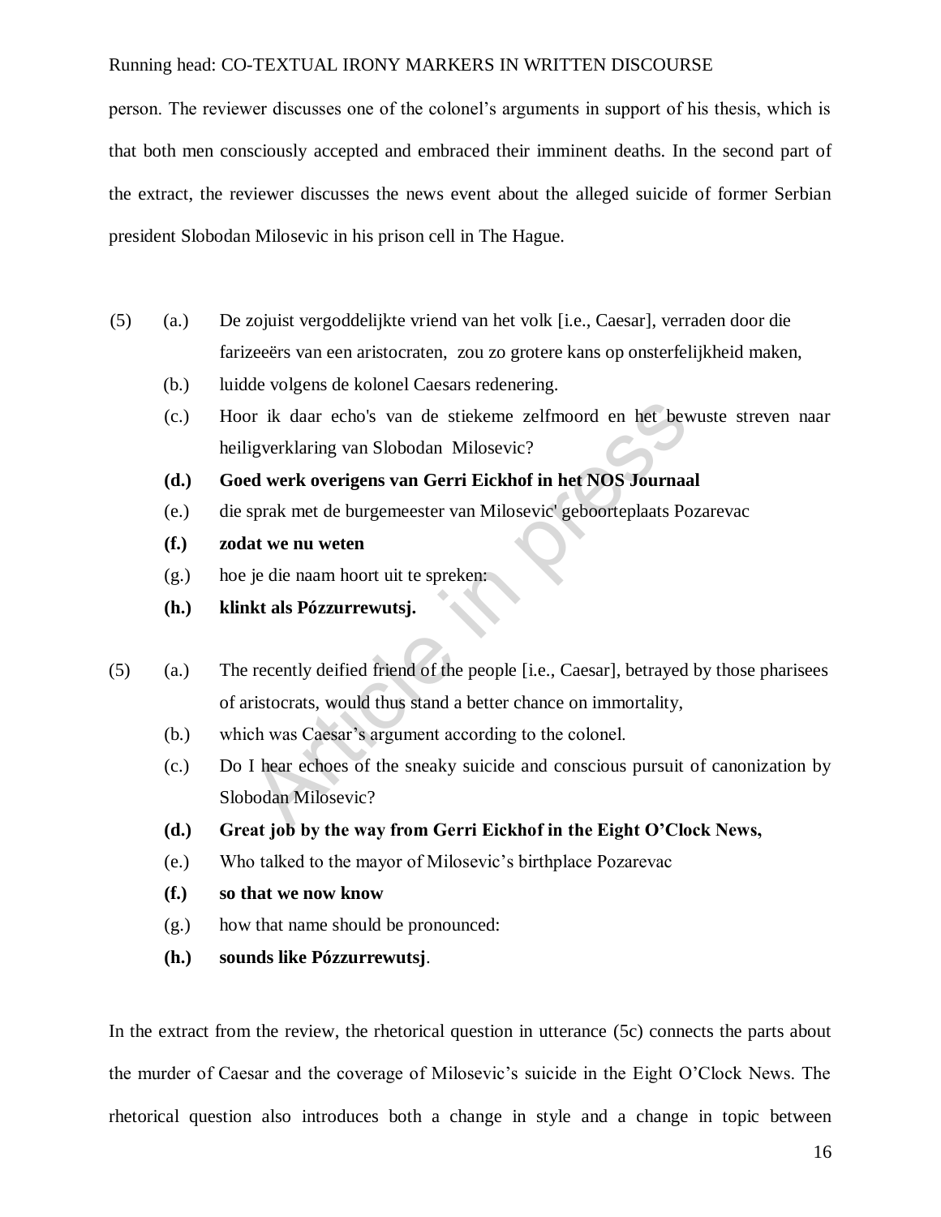person. The reviewer discusses one of the colonel's arguments in support of his thesis, which is that both men consciously accepted and embraced their imminent deaths. In the second part of the extract, the reviewer discusses the news event about the alleged suicide of former Serbian president Slobodan Milosevic in his prison cell in The Hague.

(5) (a.) De zojuist vergoddelijkte vriend van het volk [i.e., Caesar], verraden door die farizeeërs van een aristocraten, zou zo grotere kans op onsterfelijkheid maken,

(b.) luidde volgens de kolonel Caesars redenering.

(c.) Hoor ik daar echo's van de stiekeme zelfmoord en het bewuste streven naar heiligverklaring van Slobodan Milosevic?

**(d.) Goed werk overigens van Gerri Eickhof in het NOS Journaal**

(e.) die sprak met de burgemeester van Milosevic' geboorteplaats Pozarevac

**(f.) zodat we nu weten**

(g.) hoe je die naam hoort uit te spreken:

**(h.) klinkt als Pózzurrewutsj.**

(5) (a.) The recently deified friend of the people [i.e., Caesar], betrayed by those pharisees of aristocrats, would thus stand a better chance on immortality,

(b.) which was Caesar's argument according to the colonel.

(c.) Do I hear echoes of the sneaky suicide and conscious pursuit of canonization by Slobodan Milosevic?

**(d.) Great job by the way from Gerri Eickhof in the Eight O'Clock News,**

(e.) Who talked to the mayor of Milosevic's birthplace Pozarevac

**(f.) so that we now know**

(g.) how that name should be pronounced:

**(h.) sounds like Pózzurrewutsj**.

In the extract from the review, the rhetorical question in utterance (5c) connects the parts about the murder of Caesar and the coverage of Milosevic's suicide in the Eight O'Clock News. The rhetorical question also introduces both a change in style and a change in topic between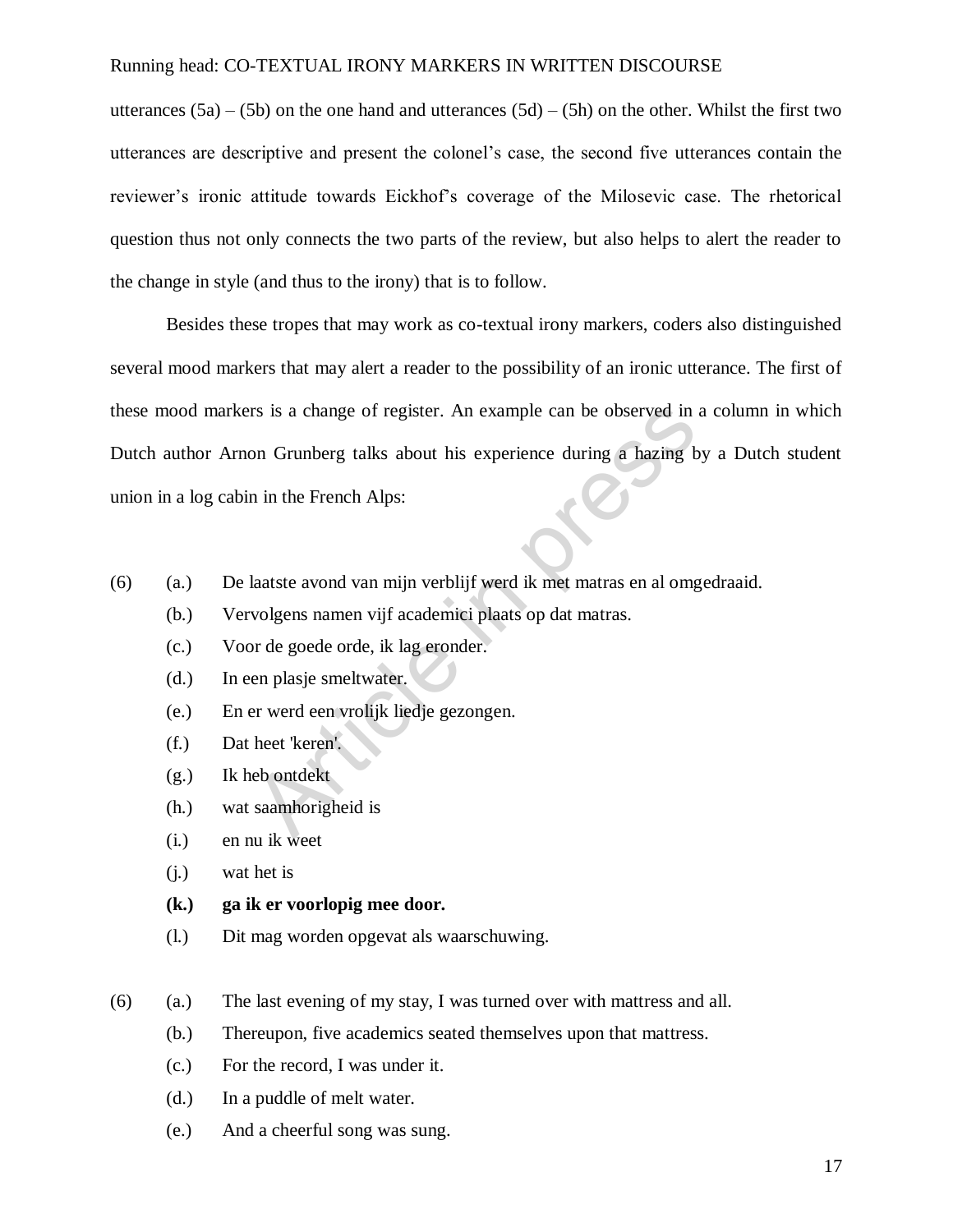utterances (5a) – (5b) on the one hand and utterances (5d) – (5h) on the other. Whilst the first two utterances are descriptive and present the colonel's case, the second five utterances contain the reviewer's ironic attitude towards Eickhof's coverage of the Milosevic case. The rhetorical question thus not only connects the two parts of the review, but also helps to alert the reader to the change in style (and thus to the irony) that is to follow.

Besides these tropes that may work as co-textual irony markers, coders also distinguished several mood markers that may alert a reader to the possibility of an ironic utterance. The first of these mood markers is a change of register. An example can be observed in a column in which Dutch author Arnon Grunberg talks about his experience during a hazing by a Dutch student union in a log cabin in the French Alps:

(6) (a.) De laatste avond van mijn verblijf werd ik met matras en al omgedraaid.
(b.) Vervolgens namen vijf academici plaats op dat matras.
(c.) Voor de goede orde, ik lag eronder.
(d.) In een plasje smeltwater.
(e.) En er werd een vrolijk liedje gezongen.
(f.) Dat heet 'keren'.
(g.) Ik heb ontdekt
(h.) wat saamhorigheid is
(i.) en nu ik weet
(j.) wat het is
**(k.) ga ik er voorlopig mee door.**
(l.) Dit mag worden opgevat als waarschuwing.

(6) (a.) The last evening of my stay, I was turned over with mattress and all.
(b.) Thereupon, five academics seated themselves upon that mattress.
(c.) For the record, I was under it.
(d.) In a puddle of melt water.
(e.) And a cheerful song was sung.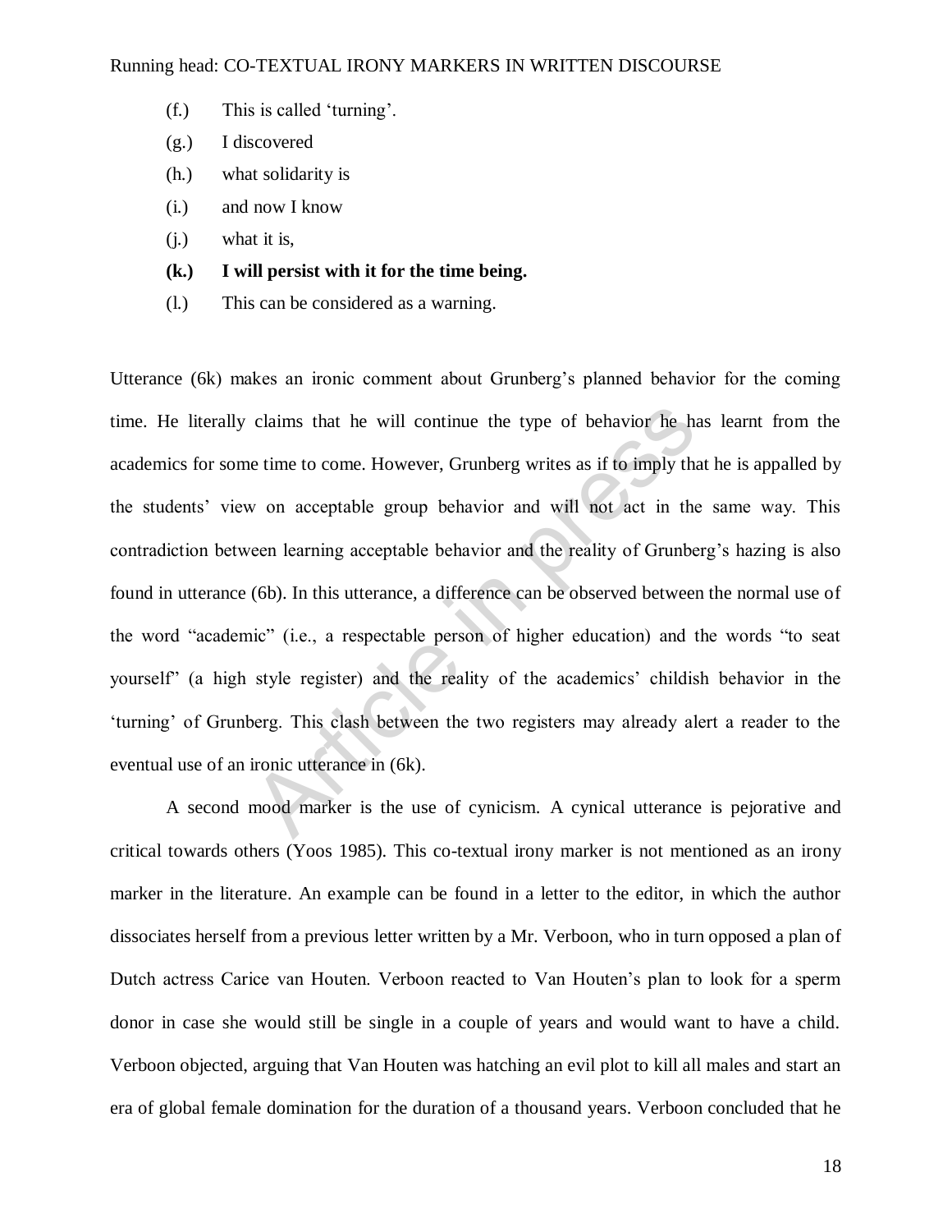(f.) This is called 'turning'.

(g.) I discovered

(h.) what solidarity is

(i.) and now I know

(j.) what it is,

**(k.) I will persist with it for the time being.**

(l.) This can be considered as a warning.

Utterance (6k) makes an ironic comment about Grunberg's planned behavior for the coming time. He literally claims that he will continue the type of behavior he has learnt from the academics for some time to come. However, Grunberg writes as if to imply that he is appalled by the students' view on acceptable group behavior and will not act in the same way. This contradiction between learning acceptable behavior and the reality of Grunberg's hazing is also found in utterance (6b). In this utterance, a difference can be observed between the normal use of the word "academic" (i.e., a respectable person of higher education) and the words "to seat yourself" (a high style register) and the reality of the academics' childish behavior in the 'turning' of Grunberg. This clash between the two registers may already alert a reader to the eventual use of an ironic utterance in (6k).

A second mood marker is the use of cynicism. A cynical utterance is pejorative and critical towards others (Yoos 1985). This co-textual irony marker is not mentioned as an irony marker in the literature. An example can be found in a letter to the editor, in which the author dissociates herself from a previous letter written by a Mr. Verboon, who in turn opposed a plan of Dutch actress Carice van Houten. Verboon reacted to Van Houten's plan to look for a sperm donor in case she would still be single in a couple of years and would want to have a child. Verboon objected, arguing that Van Houten was hatching an evil plot to kill all males and start an era of global female domination for the duration of a thousand years. Verboon concluded that he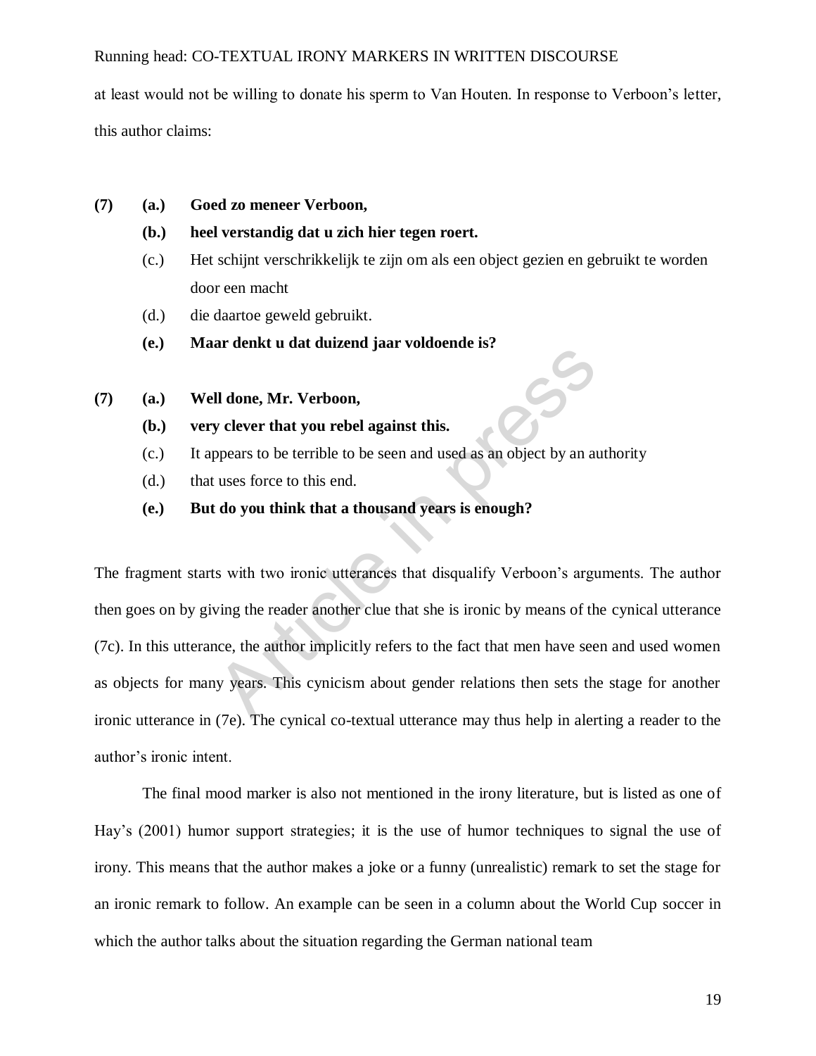at least would not be willing to donate his sperm to Van Houten. In response to Verboon's letter, this author claims:

**(7)** **(a.)** **Goed zo meneer Verboon,**

**(b.)** **heel verstandig dat u zich hier tegen roert.**

(c.) Het schijnt verschrikkelijk te zijn om als een object gezien en gebruikt te worden door een macht

(d.) die daartoe geweld gebruikt.

**(e.)** **Maar denkt u dat duizend jaar voldoende is?**

**(7)** **(a.)** **Well done, Mr. Verboon,**

**(b.)** **very clever that you rebel against this.**

(c.) It appears to be terrible to be seen and used as an object by an authority

(d.) that uses force to this end.

**(e.)** **But do you think that a thousand years is enough?**

The fragment starts with two ironic utterances that disqualify Verboon's arguments. The author then goes on by giving the reader another clue that she is ironic by means of the cynical utterance (7c). In this utterance, the author implicitly refers to the fact that men have seen and used women as objects for many years. This cynicism about gender relations then sets the stage for another ironic utterance in (7e). The cynical co-textual utterance may thus help in alerting a reader to the author's ironic intent.

The final mood marker is also not mentioned in the irony literature, but is listed as one of Hay's (2001) humor support strategies; it is the use of humor techniques to signal the use of irony. This means that the author makes a joke or a funny (unrealistic) remark to set the stage for an ironic remark to follow. An example can be seen in a column about the World Cup soccer in which the author talks about the situation regarding the German national team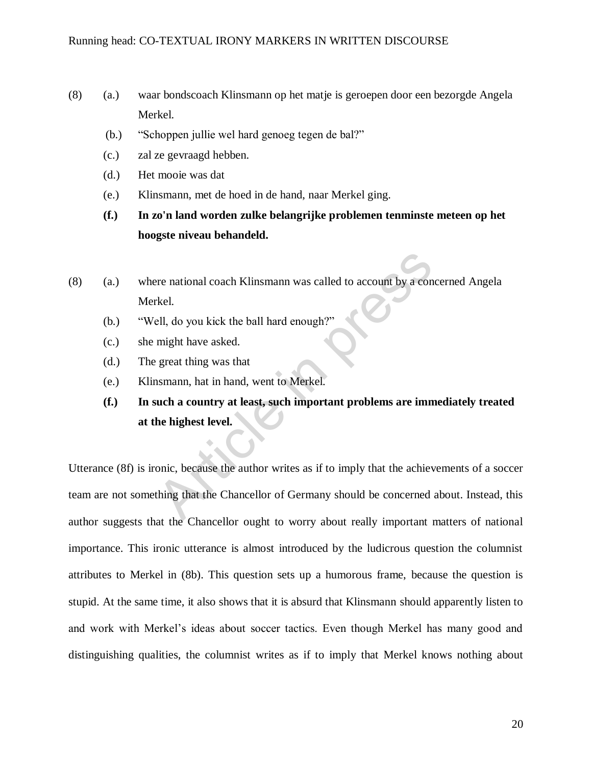(8) (a.) waar bondscoach Klinsmann op het matje is geroepen door een bezorgde Angela Merkel.

(b.) “Schoppen jullie wel hard genoeg tegen de bal?”

(c.) zal ze gevraagd hebben.

(d.) Het mooie was dat

(e.) Klinsmann, met de hoed in de hand, naar Merkel ging.

**(f.) In zo'n land worden zulke belangrijke problemen tenminste meteen op het hoogste niveau behandeld.**

(8) (a.) where national coach Klinsmann was called to account by a concerned Angela Merkel.

(b.) “Well, do you kick the ball hard enough?”

(c.) she might have asked.

(d.) The great thing was that

(e.) Klinsmann, hat in hand, went to Merkel.

**(f.) In such a country at least, such important problems are immediately treated at the highest level.**

Utterance (8f) is ironic, because the author writes as if to imply that the achievements of a soccer team are not something that the Chancellor of Germany should be concerned about. Instead, this author suggests that the Chancellor ought to worry about really important matters of national importance. This ironic utterance is almost introduced by the ludicrous question the columnist attributes to Merkel in (8b). This question sets up a humorous frame, because the question is stupid. At the same time, it also shows that it is absurd that Klinsmann should apparently listen to and work with Merkel’s ideas about soccer tactics. Even though Merkel has many good and distinguishing qualities, the columnist writes as if to imply that Merkel knows nothing about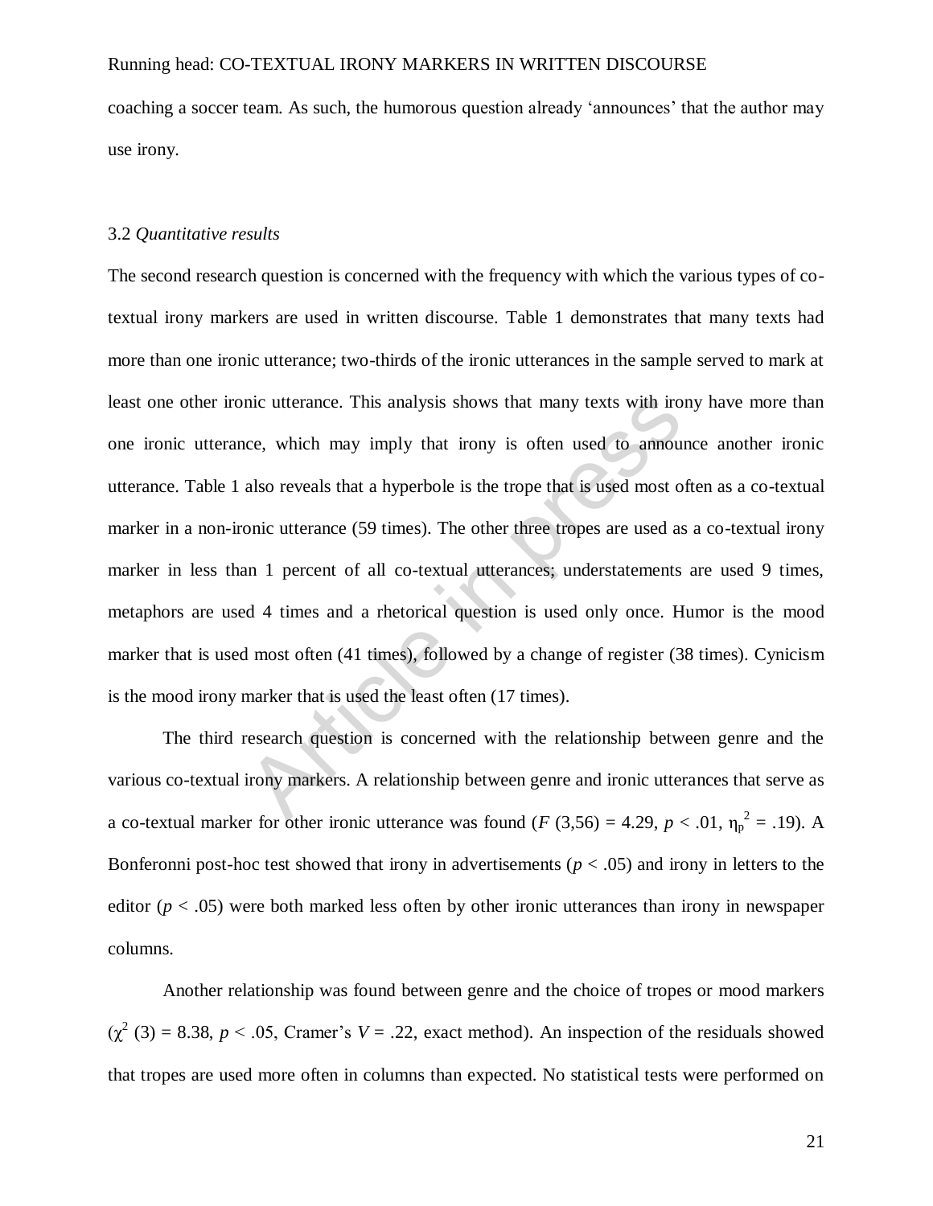coaching a soccer team. As such, the humorous question already 'announces' that the author may use irony.

### 3.2 *Quantitative results*

The second research question is concerned with the frequency with which the various types of co-textual irony markers are used in written discourse. Table 1 demonstrates that many texts had more than one ironic utterance; two-thirds of the ironic utterances in the sample served to mark at least one other ironic utterance. This analysis shows that many texts with irony have more than one ironic utterance, which may imply that irony is often used to announce another ironic utterance. Table 1 also reveals that a hyperbole is the trope that is used most often as a co-textual marker in a non-ironic utterance (59 times). The other three tropes are used as a co-textual irony marker in less than 1 percent of all co-textual utterances; understatements are used 9 times, metaphors are used 4 times and a rhetorical question is used only once. Humor is the mood marker that is used most often (41 times), followed by a change of register (38 times). Cynicism is the mood irony marker that is used the least often (17 times).

The third research question is concerned with the relationship between genre and the various co-textual irony markers. A relationship between genre and ironic utterances that serve as a co-textual marker for other ironic utterance was found ($F$ (3,56) = 4.29, $p$ < .01, $\eta_p^2$ = .19). A Bonferonni post-hoc test showed that irony in advertisements ($p$ < .05) and irony in letters to the editor ($p$ < .05) were both marked less often by other ironic utterances than irony in newspaper columns.

Another relationship was found between genre and the choice of tropes or mood markers ($\chi^2$ (3) = 8.38, $p$ < .05, Cramer's $V$ = .22, exact method). An inspection of the residuals showed that tropes are used more often in columns than expected. No statistical tests were performed on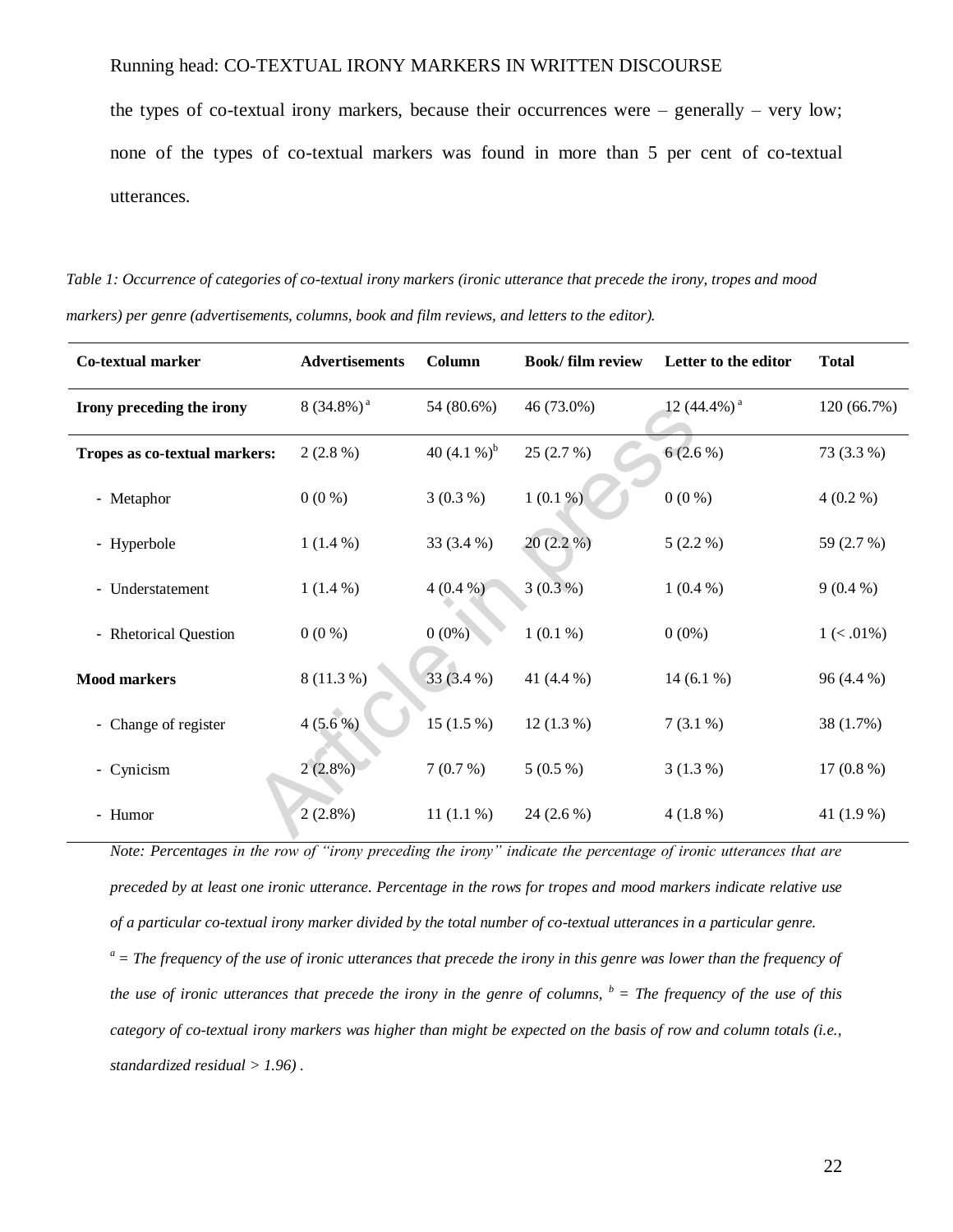the types of co-textual irony markers, because their occurrences were – generally – very low; none of the types of co-textual markers was found in more than 5 per cent of co-textual utterances.

*Table 1: Occurrence of categories of co-textual irony markers (ironic utterance that precede the irony, tropes and mood markers) per genre (advertisements, columns, book and film reviews, and letters to the editor).*

| Co-textual marker | Advertisements | Column | Book/ film review | Letter to the editor | Total |
|---|---|---|---|---|---|
| **Irony preceding the irony** | 8 (34.8%) [a] | 54 (80.6%) | 46 (73.0%) | 12 (44.4%) [a] | 120 (66.7%) |
| **Tropes as co-textual markers:** | 2 (2.8 %) | 40 (4.1 %) [b] | 25 (2.7 %) | 6 (2.6 %) | 73 (3.3 %) |
| - Metaphor | 0 (0 %) | 3 (0.3 %) | 1 (0.1 %) | 0 (0 %) | 4 (0.2 %) |
| - Hyperbole | 1 (1.4 %) | 33 (3.4 %) | 20 (2.2 %) | 5 (2.2 %) | 59 (2.7 %) |
| - Understatement | 1 (1.4 %) | 4 (0.4 %) | 3 (0.3 %) | 1 (0.4 %) | 9 (0.4 %) |
| - Rhetorical Question | 0 (0 %) | 0 (0%) | 1 (0.1 %) | 0 (0%) | 1 (< .01%) |
| **Mood markers** | 8 (11.3 %) | 33 (3.4 %) | 41 (4.4 %) | 14 (6.1 %) | 96 (4.4 %) |
| - Change of register | 4 (5.6 %) | 15 (1.5 %) | 12 (1.3 %) | 7 (3.1 %) | 38 (1.7%) |
| - Cynicism | 2 (2.8%) | 7 (0.7 %) | 5 (0.5 %) | 3 (1.3 %) | 17 (0.8 %) |
| - Humor | 2 (2.8%) | 11 (1.1 %) | 24 (2.6 %) | 4 (1.8 %) | 41 (1.9 %) |

*Note: Percentages in the row of "irony preceding the irony" indicate the percentage of ironic utterances that are preceded by at least one ironic utterance. Percentage in the rows for tropes and mood markers indicate relative use of a particular co-textual irony marker divided by the total number of co-textual utterances in a particular genre.*

*[a] = The frequency of the use of ironic utterances that precede the irony in this genre was lower than the frequency of the use of ironic utterances that precede the irony in the genre of columns, [b] = The frequency of the use of this category of co-textual irony markers was higher than might be expected on the basis of row and column totals (i.e., standardized residual > 1.96) .*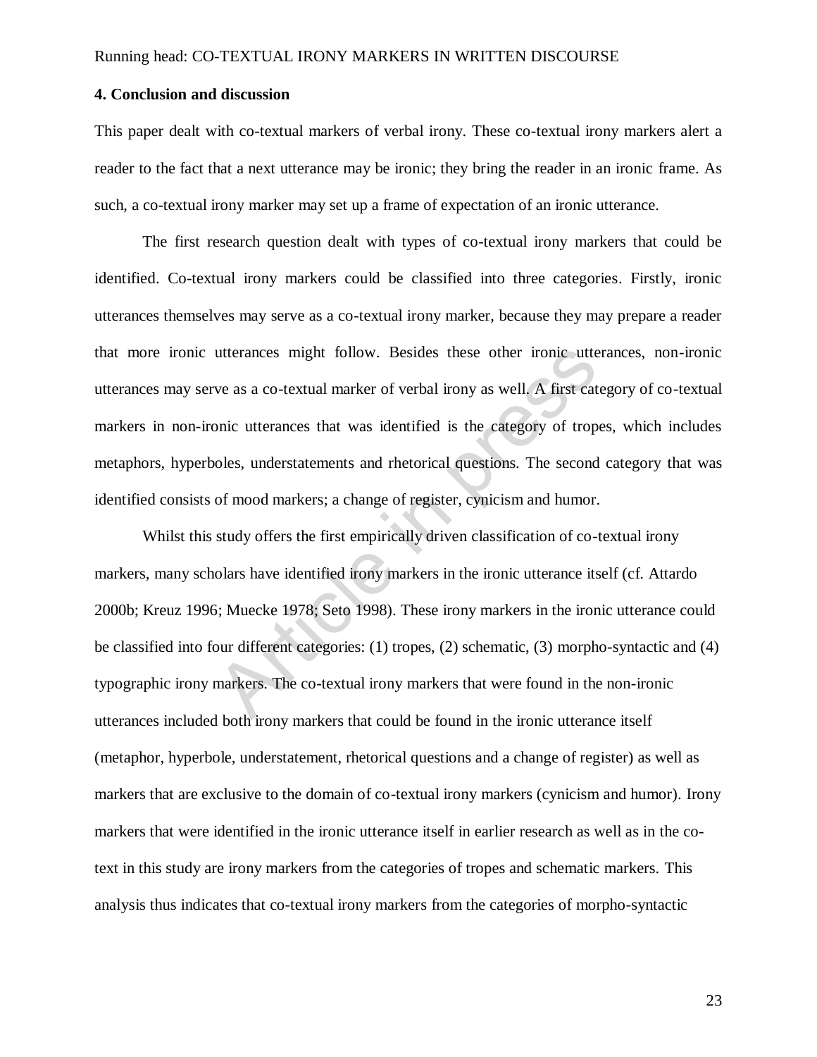## 4. Conclusion and discussion

This paper dealt with co-textual markers of verbal irony. These co-textual irony markers alert a reader to the fact that a next utterance may be ironic; they bring the reader in an ironic frame. As such, a co-textual irony marker may set up a frame of expectation of an ironic utterance.

The first research question dealt with types of co-textual irony markers that could be identified. Co-textual irony markers could be classified into three categories. Firstly, ironic utterances themselves may serve as a co-textual irony marker, because they may prepare a reader that more ironic utterances might follow. Besides these other ironic utterances, non-ironic utterances may serve as a co-textual marker of verbal irony as well. A first category of co-textual markers in non-ironic utterances that was identified is the category of tropes, which includes metaphors, hyperboles, understatements and rhetorical questions. The second category that was identified consists of mood markers; a change of register, cynicism and humor.

Whilst this study offers the first empirically driven classification of co-textual irony markers, many scholars have identified irony markers in the ironic utterance itself (cf. Attardo 2000b; Kreuz 1996; Muecke 1978; Seto 1998). These irony markers in the ironic utterance could be classified into four different categories: (1) tropes, (2) schematic, (3) morpho-syntactic and (4) typographic irony markers. The co-textual irony markers that were found in the non-ironic utterances included both irony markers that could be found in the ironic utterance itself (metaphor, hyperbole, understatement, rhetorical questions and a change of register) as well as markers that are exclusive to the domain of co-textual irony markers (cynicism and humor). Irony markers that were identified in the ironic utterance itself in earlier research as well as in the co-text in this study are irony markers from the categories of tropes and schematic markers. This analysis thus indicates that co-textual irony markers from the categories of morpho-syntactic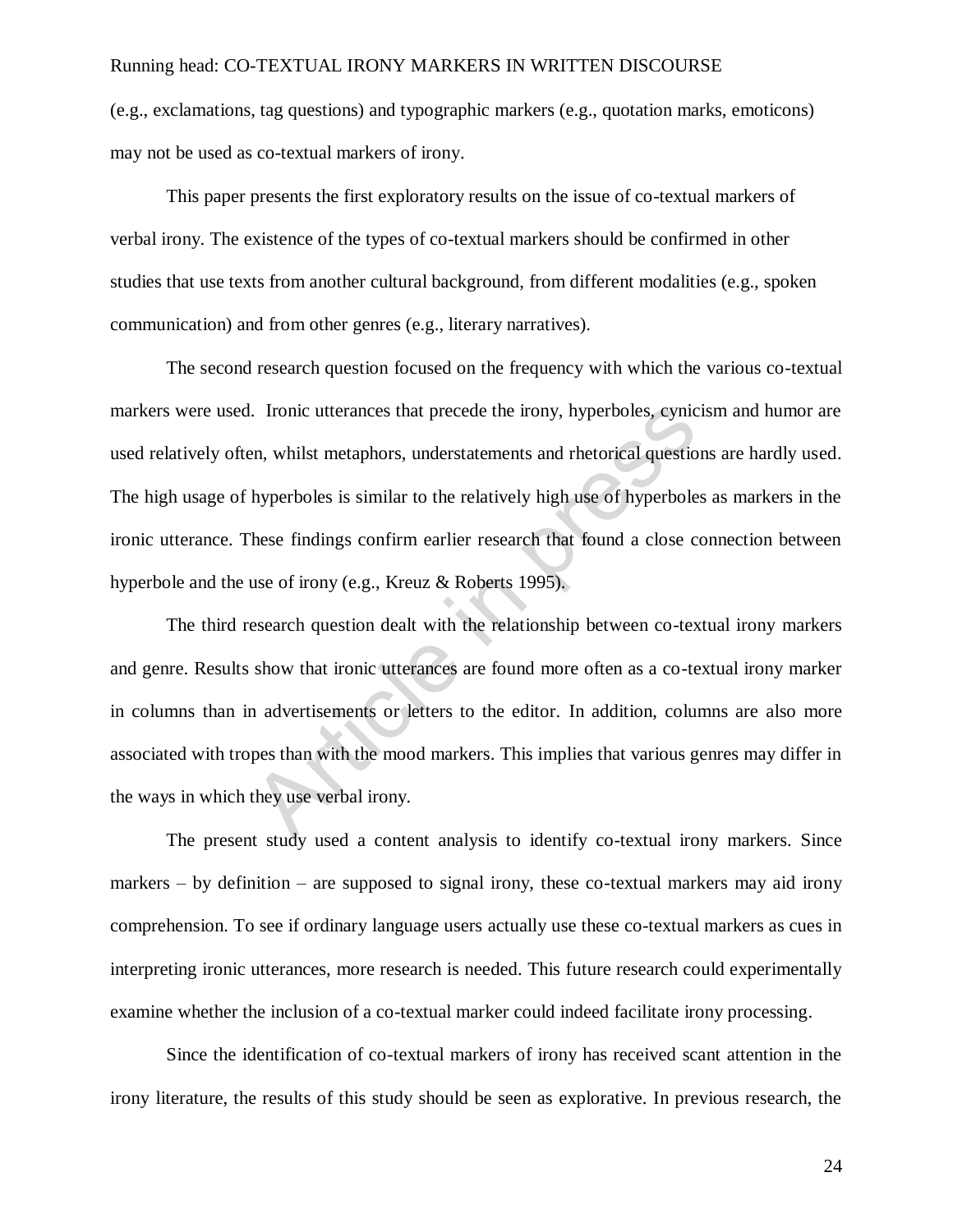(e.g., exclamations, tag questions) and typographic markers (e.g., quotation marks, emoticons) may not be used as co-textual markers of irony.

This paper presents the first exploratory results on the issue of co-textual markers of verbal irony. The existence of the types of co-textual markers should be confirmed in other studies that use texts from another cultural background, from different modalities (e.g., spoken communication) and from other genres (e.g., literary narratives).

The second research question focused on the frequency with which the various co-textual markers were used. Ironic utterances that precede the irony, hyperboles, cynicism and humor are used relatively often, whilst metaphors, understatements and rhetorical questions are hardly used. The high usage of hyperboles is similar to the relatively high use of hyperboles as markers in the ironic utterance. These findings confirm earlier research that found a close connection between hyperbole and the use of irony (e.g., Kreuz & Roberts 1995).

The third research question dealt with the relationship between co-textual irony markers and genre. Results show that ironic utterances are found more often as a co-textual irony marker in columns than in advertisements or letters to the editor. In addition, columns are also more associated with tropes than with the mood markers. This implies that various genres may differ in the ways in which they use verbal irony.

The present study used a content analysis to identify co-textual irony markers. Since markers – by definition – are supposed to signal irony, these co-textual markers may aid irony comprehension. To see if ordinary language users actually use these co-textual markers as cues in interpreting ironic utterances, more research is needed. This future research could experimentally examine whether the inclusion of a co-textual marker could indeed facilitate irony processing.

Since the identification of co-textual markers of irony has received scant attention in the irony literature, the results of this study should be seen as explorative. In previous research, the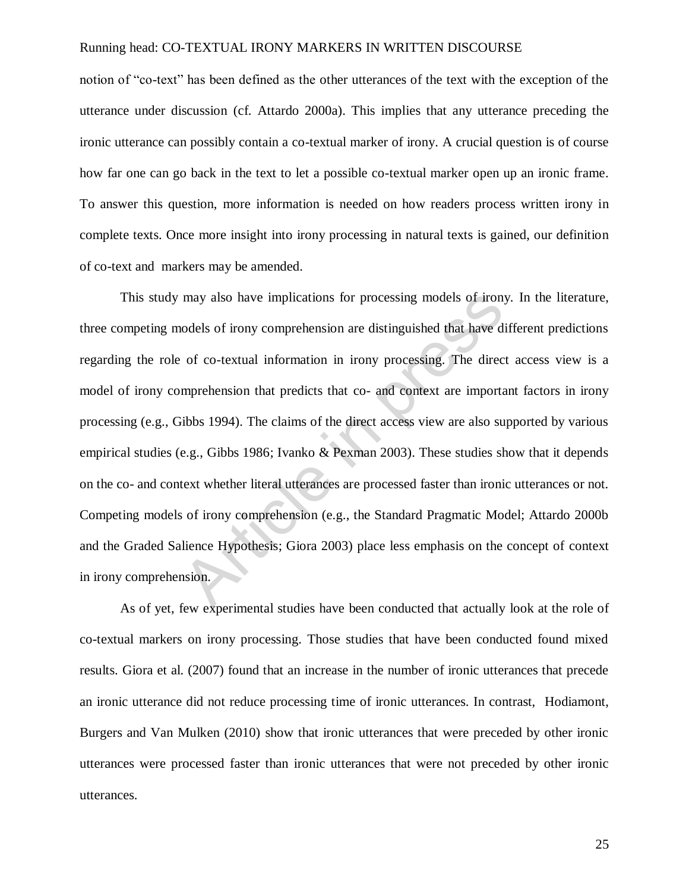notion of "co-text" has been defined as the other utterances of the text with the exception of the utterance under discussion (cf. Attardo 2000a). This implies that any utterance preceding the ironic utterance can possibly contain a co-textual marker of irony. A crucial question is of course how far one can go back in the text to let a possible co-textual marker open up an ironic frame. To answer this question, more information is needed on how readers process written irony in complete texts. Once more insight into irony processing in natural texts is gained, our definition of co-text and markers may be amended.

This study may also have implications for processing models of irony. In the literature, three competing models of irony comprehension are distinguished that have different predictions regarding the role of co-textual information in irony processing. The direct access view is a model of irony comprehension that predicts that co- and context are important factors in irony processing (e.g., Gibbs 1994). The claims of the direct access view are also supported by various empirical studies (e.g., Gibbs 1986; Ivanko & Pexman 2003). These studies show that it depends on the co- and context whether literal utterances are processed faster than ironic utterances or not. Competing models of irony comprehension (e.g., the Standard Pragmatic Model; Attardo 2000b and the Graded Salience Hypothesis; Giora 2003) place less emphasis on the concept of context in irony comprehension.

As of yet, few experimental studies have been conducted that actually look at the role of co-textual markers on irony processing. Those studies that have been conducted found mixed results. Giora et al. (2007) found that an increase in the number of ironic utterances that precede an ironic utterance did not reduce processing time of ironic utterances. In contrast, Hodiamont, Burgers and Van Mulken (2010) show that ironic utterances that were preceded by other ironic utterances were processed faster than ironic utterances that were not preceded by other ironic utterances.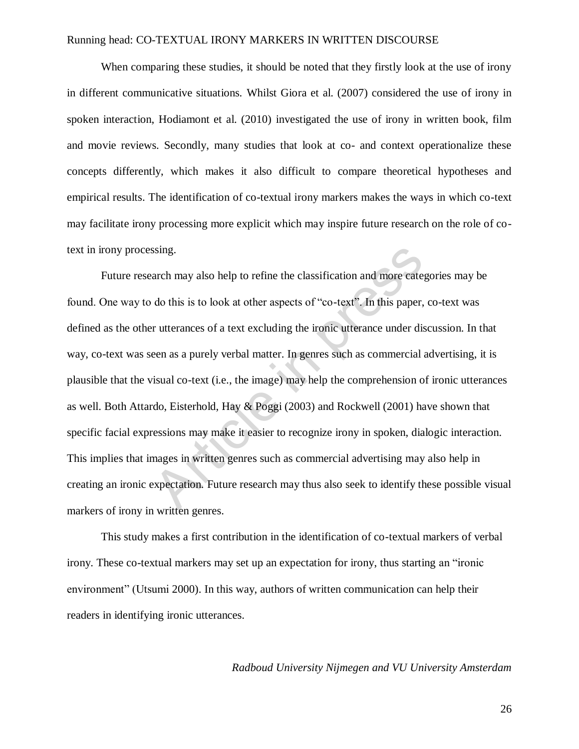When comparing these studies, it should be noted that they firstly look at the use of irony in different communicative situations. Whilst Giora et al. (2007) considered the use of irony in spoken interaction, Hodiamont et al. (2010) investigated the use of irony in written book, film and movie reviews. Secondly, many studies that look at co- and context operationalize these concepts differently, which makes it also difficult to compare theoretical hypotheses and empirical results. The identification of co-textual irony markers makes the ways in which co-text may facilitate irony processing more explicit which may inspire future research on the role of co-text in irony processing.

Future research may also help to refine the classification and more categories may be found. One way to do this is to look at other aspects of "co-text". In this paper, co-text was defined as the other utterances of a text excluding the ironic utterance under discussion. In that way, co-text was seen as a purely verbal matter. In genres such as commercial advertising, it is plausible that the visual co-text (i.e., the image) may help the comprehension of ironic utterances as well. Both Attardo, Eisterhold, Hay & Poggi (2003) and Rockwell (2001) have shown that specific facial expressions may make it easier to recognize irony in spoken, dialogic interaction. This implies that images in written genres such as commercial advertising may also help in creating an ironic expectation. Future research may thus also seek to identify these possible visual markers of irony in written genres.

This study makes a first contribution in the identification of co-textual markers of verbal irony. These co-textual markers may set up an expectation for irony, thus starting an "ironic environment" (Utsumi 2000). In this way, authors of written communication can help their readers in identifying ironic utterances.

*Radboud University Nijmegen and VU University Amsterdam*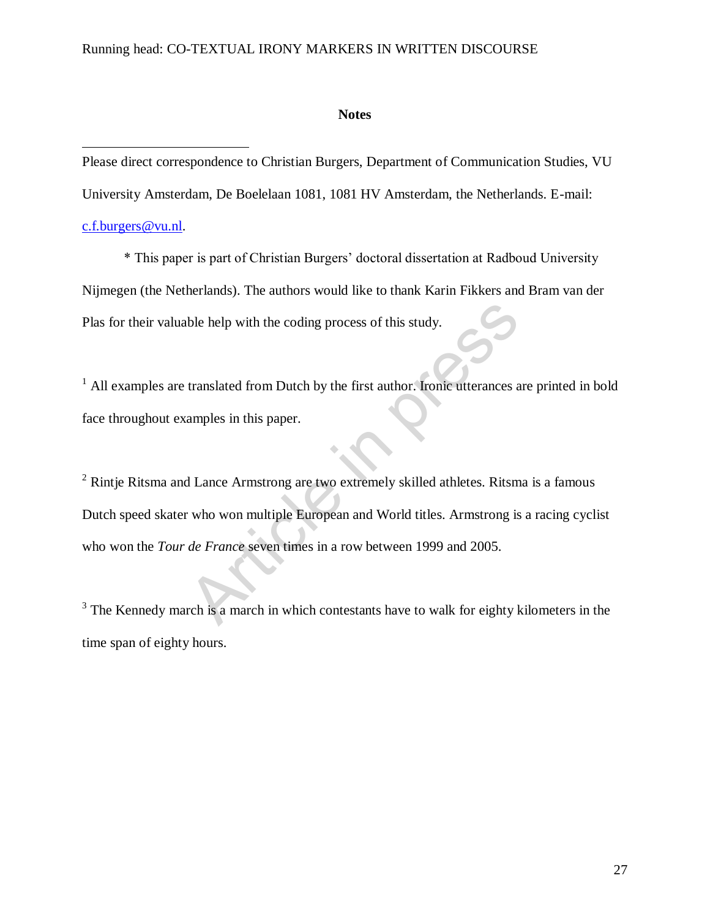**Notes**

---

Please direct correspondence to Christian Burgers, Department of Communication Studies, VU University Amsterdam, De Boelelaan 1081, 1081 HV Amsterdam, the Netherlands. E-mail: c.f.burgers@vu.nl.

\* This paper is part of Christian Burgers' doctoral dissertation at Radboud University Nijmegen (the Netherlands). The authors would like to thank Karin Fikkers and Bram van der Plas for their valuable help with the coding process of this study.

[1] All examples are translated from Dutch by the first author. Ironic utterances are printed in bold face throughout examples in this paper.

[2] Rintje Ritsma and Lance Armstrong are two extremely skilled athletes. Ritsma is a famous Dutch speed skater who won multiple European and World titles. Armstrong is a racing cyclist who won the *Tour de France* seven times in a row between 1999 and 2005.

[3] The Kennedy march is a march in which contestants have to walk for eighty kilometers in the time span of eighty hours.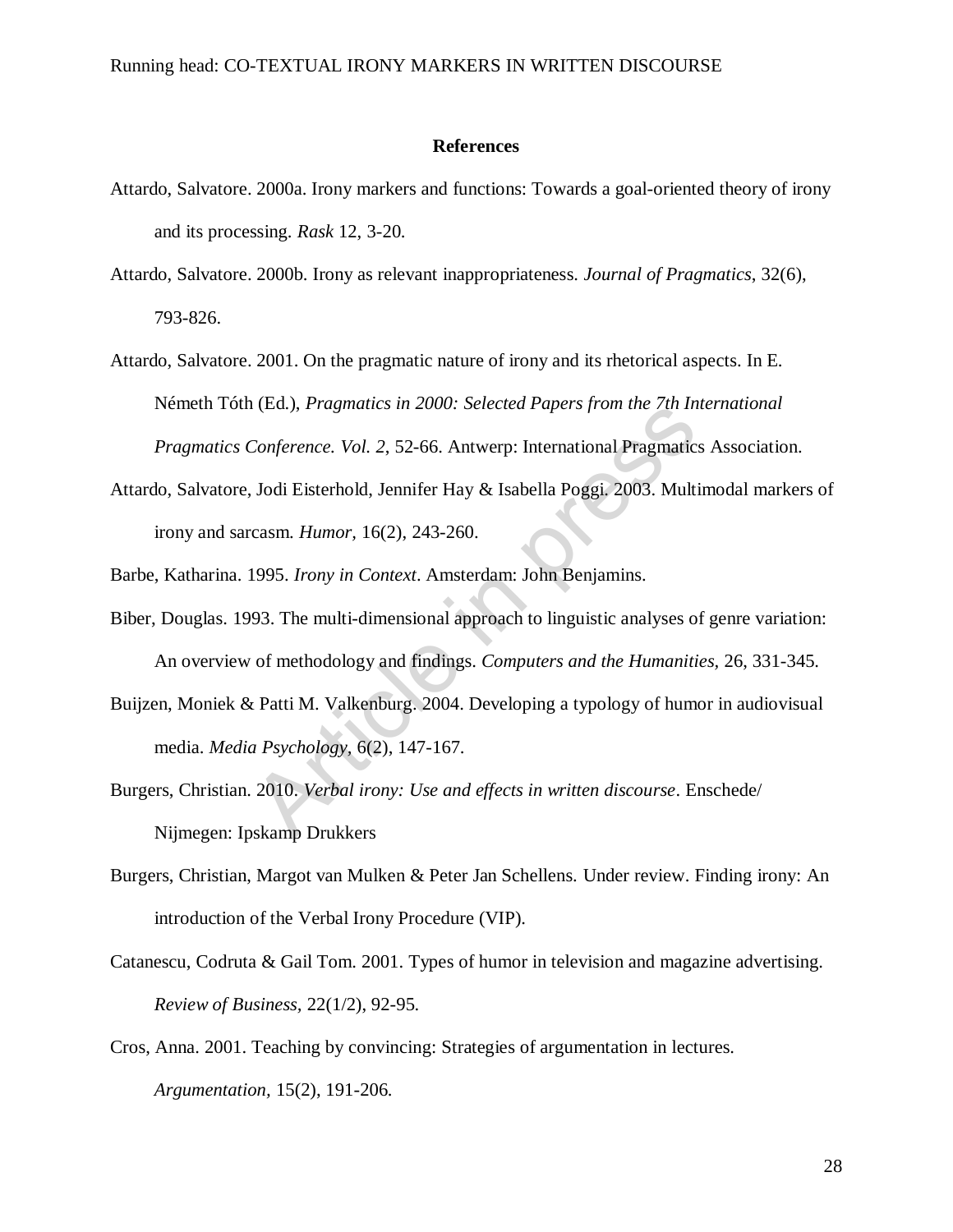## References

Attardo, Salvatore. 2000a. Irony markers and functions: Towards a goal-oriented theory of irony and its processing. *Rask* 12, 3-20.

Attardo, Salvatore. 2000b. Irony as relevant inappropriateness. *Journal of Pragmatics*, 32(6), 793-826.

Attardo, Salvatore. 2001. On the pragmatic nature of irony and its rhetorical aspects. In E. Németh Tóth (Ed.), *Pragmatics in 2000: Selected Papers from the 7th International Pragmatics Conference. Vol. 2*, 52-66. Antwerp: International Pragmatics Association.

Attardo, Salvatore, Jodi Eisterhold, Jennifer Hay & Isabella Poggi. 2003. Multimodal markers of irony and sarcasm. *Humor*, 16(2), 243-260.

Barbe, Katharina. 1995. *Irony in Context*. Amsterdam: John Benjamins.

Biber, Douglas. 1993. The multi-dimensional approach to linguistic analyses of genre variation: An overview of methodology and findings. *Computers and the Humanities*, 26, 331-345.

Buijzen, Moniek & Patti M. Valkenburg. 2004. Developing a typology of humor in audiovisual media. *Media Psychology*, 6(2), 147-167.

Burgers, Christian. 2010. *Verbal irony: Use and effects in written discourse*. Enschede/ Nijmegen: Ipskamp Drukkers

Burgers, Christian, Margot van Mulken & Peter Jan Schellens. Under review. Finding irony: An introduction of the Verbal Irony Procedure (VIP).

Catanescu, Codruta & Gail Tom. 2001. Types of humor in television and magazine advertising. *Review of Business*, 22(1/2), 92-95.

Cros, Anna. 2001. Teaching by convincing: Strategies of argumentation in lectures. *Argumentation*, 15(2), 191-206.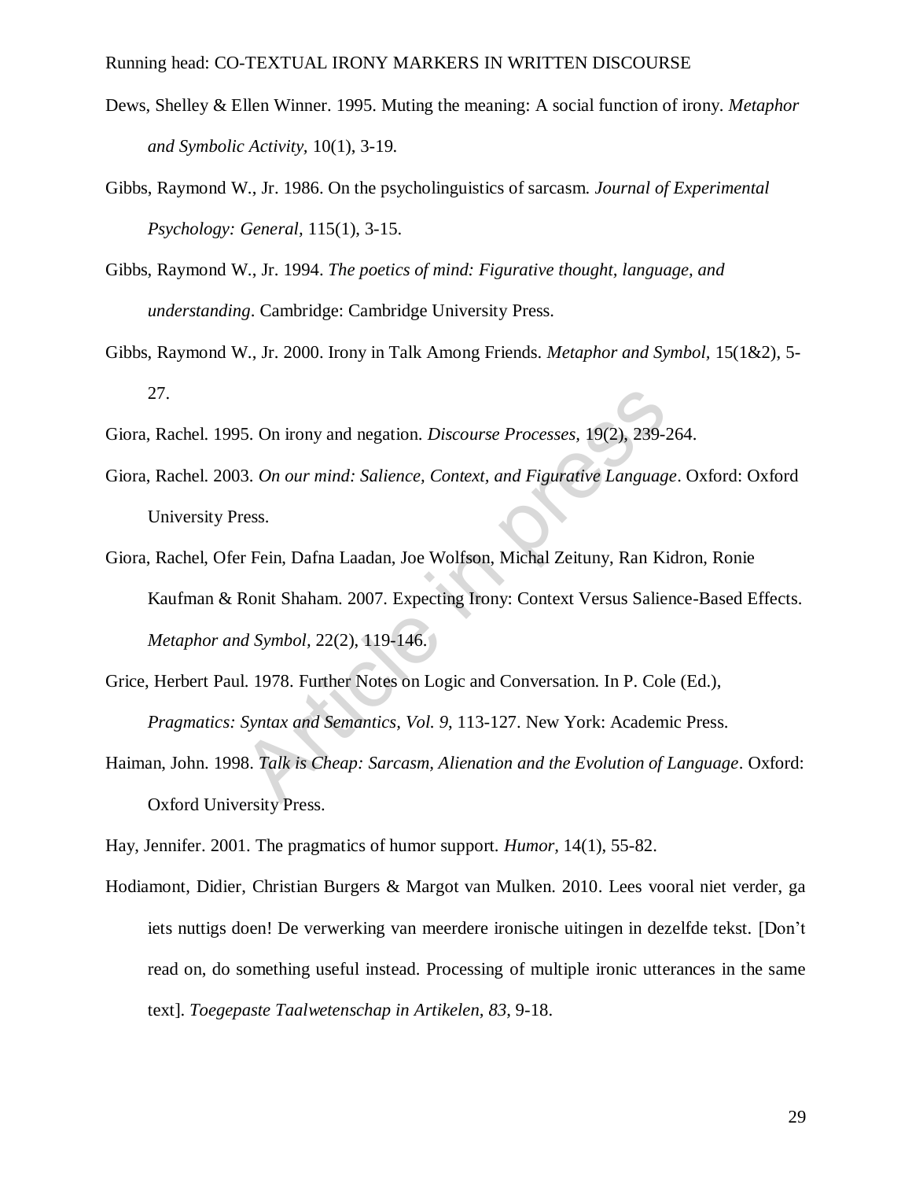Dews, Shelley & Ellen Winner. 1995. Muting the meaning: A social function of irony. *Metaphor and Symbolic Activity,* 10(1), 3-19.

Gibbs, Raymond W., Jr. 1986. On the psycholinguistics of sarcasm. *Journal of Experimental Psychology: General,* 115(1), 3-15.

Gibbs, Raymond W., Jr. 1994. *The poetics of mind: Figurative thought, language, and understanding*. Cambridge: Cambridge University Press.

Gibbs, Raymond W., Jr. 2000. Irony in Talk Among Friends. *Metaphor and Symbol*, 15(1&2), 5-27.

Giora, Rachel. 1995. On irony and negation. *Discourse Processes,* 19(2), 239-264.

Giora, Rachel. 2003. *On our mind: Salience, Context, and Figurative Language*. Oxford: Oxford University Press.

Giora, Rachel, Ofer Fein, Dafna Laadan, Joe Wolfson, Michal Zeituny, Ran Kidron, Ronie Kaufman & Ronit Shaham. 2007. Expecting Irony: Context Versus Salience-Based Effects. *Metaphor and Symbol,* 22(2), 119-146.

Grice, Herbert Paul. 1978. Further Notes on Logic and Conversation. In P. Cole (Ed.), *Pragmatics: Syntax and Semantics, Vol. 9*, 113-127. New York: Academic Press.

Haiman, John. 1998. *Talk is Cheap: Sarcasm, Alienation and the Evolution of Language*. Oxford: Oxford University Press.

Hay, Jennifer. 2001. The pragmatics of humor support. *Humor,* 14(1), 55-82.

Hodiamont, Didier, Christian Burgers & Margot van Mulken. 2010. Lees vooral niet verder, ga iets nuttigs doen! De verwerking van meerdere ironische uitingen in dezelfde tekst. [Don't read on, do something useful instead. Processing of multiple ironic utterances in the same text]. *Toegepaste Taalwetenschap in Artikelen, 83*, 9-18.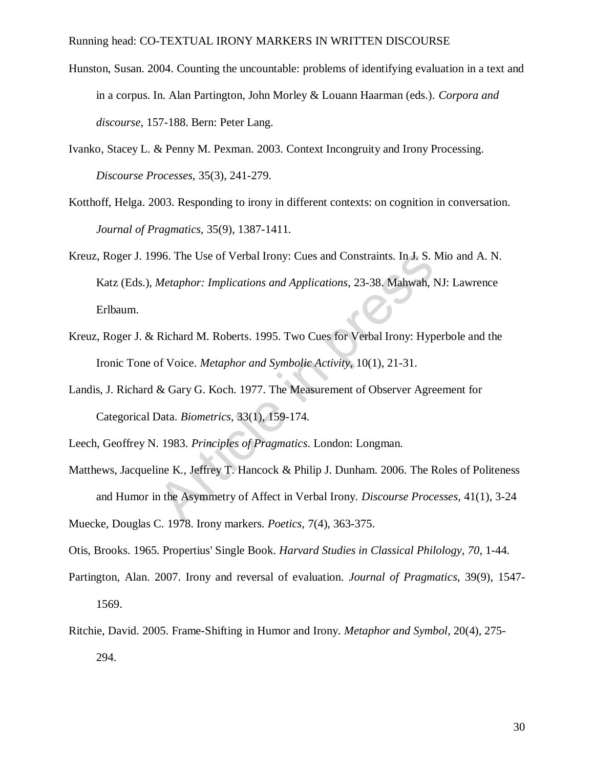Hunston, Susan. 2004. Counting the uncountable: problems of identifying evaluation in a text and in a corpus. In. Alan Partington, John Morley & Louann Haarman (eds.). *Corpora and discourse*, 157-188. Bern: Peter Lang.

Ivanko, Stacey L. & Penny M. Pexman. 2003. Context Incongruity and Irony Processing. *Discourse Processes*, 35(3), 241-279.

Kotthoff, Helga. 2003. Responding to irony in different contexts: on cognition in conversation. *Journal of Pragmatics*, 35(9), 1387-1411.

Kreuz, Roger J. 1996. The Use of Verbal Irony: Cues and Constraints. In J. S. Mio and A. N. Katz (Eds.), *Metaphor: Implications and Applications*, 23-38. Mahwah, NJ: Lawrence Erlbaum.

Kreuz, Roger J. & Richard M. Roberts. 1995. Two Cues for Verbal Irony: Hyperbole and the Ironic Tone of Voice. *Metaphor and Symbolic Activity*, 10(1), 21-31.

Landis, J. Richard & Gary G. Koch. 1977. The Measurement of Observer Agreement for Categorical Data. *Biometrics*, 33(1), 159-174.

Leech, Geoffrey N. 1983. *Principles of Pragmatics*. London: Longman.

Matthews, Jacqueline K., Jeffrey T. Hancock & Philip J. Dunham. 2006. The Roles of Politeness and Humor in the Asymmetry of Affect in Verbal Irony. *Discourse Processes*, 41(1), 3-24

Muecke, Douglas C. 1978. Irony markers. *Poetics*, 7(4), 363-375.

Otis, Brooks. 1965. Propertius' Single Book. *Harvard Studies in Classical Philology, 70*, 1-44.

Partington, Alan. 2007. Irony and reversal of evaluation. *Journal of Pragmatics*, 39(9), 1547-1569.

Ritchie, David. 2005. Frame-Shifting in Humor and Irony. *Metaphor and Symbol*, 20(4), 275-294.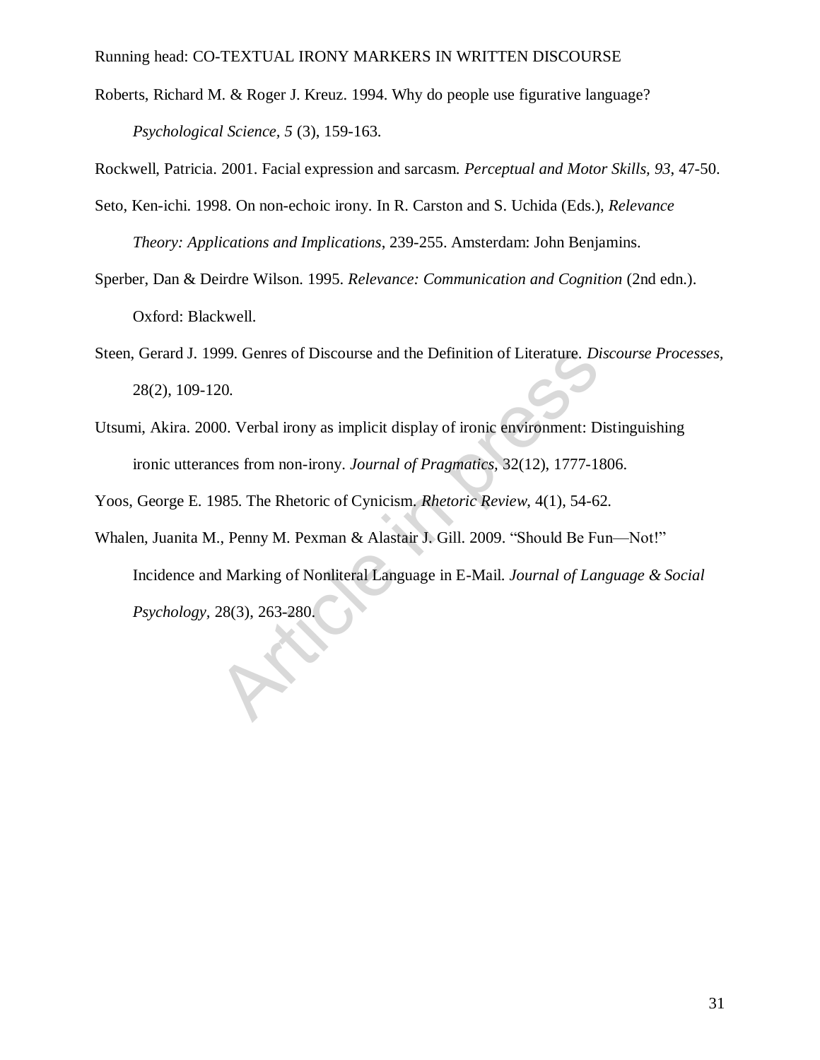Roberts, Richard M. & Roger J. Kreuz. 1994. Why do people use figurative language? *Psychological Science, 5* (3), 159-163.

Rockwell, Patricia. 2001. Facial expression and sarcasm. *Perceptual and Motor Skills, 93*, 47-50.

Seto, Ken-ichi. 1998. On non-echoic irony. In R. Carston and S. Uchida (Eds.), *Relevance Theory: Applications and Implications*, 239-255. Amsterdam: John Benjamins.

Sperber, Dan & Deirdre Wilson. 1995. *Relevance: Communication and Cognition* (2nd edn.). Oxford: Blackwell.

Steen, Gerard J. 1999. Genres of Discourse and the Definition of Literature. *Discourse Processes*, 28(2), 109-120.

Utsumi, Akira. 2000. Verbal irony as implicit display of ironic environment: Distinguishing ironic utterances from non-irony. *Journal of Pragmatics*, 32(12), 1777-1806.

Yoos, George E. 1985. The Rhetoric of Cynicism. *Rhetoric Review*, 4(1), 54-62.

Whalen, Juanita M., Penny M. Pexman & Alastair J. Gill. 2009. "Should Be Fun—Not!" Incidence and Marking of Nonliteral Language in E-Mail. *Journal of Language & Social Psychology*, 28(3), 263-280.